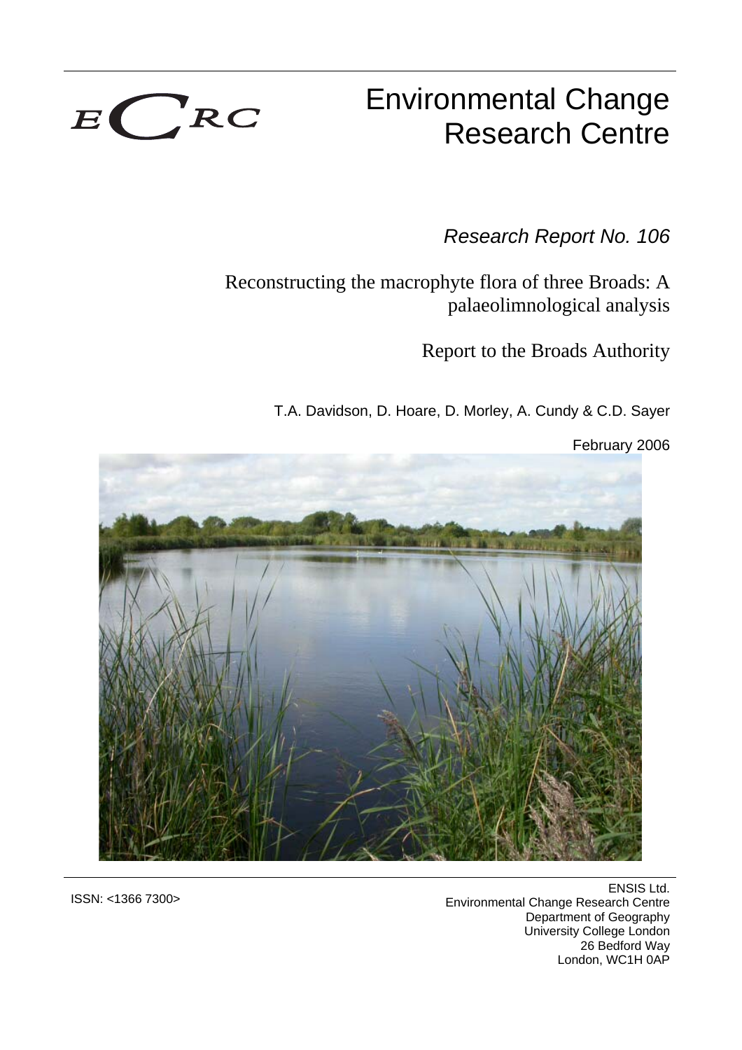ECRC

# Environmental Change Research Centre

*Research Report No. 106*

Reconstructing the macrophyte flora of three Broads: A palaeolimnological analysis

Report to the Broads Authority

T.A. Davidson, D. Hoare, D. Morley, A. Cundy & C.D. Sayer

February 2006

ISSN: <1366 7300>

ENSIS Ltd.
Environmental Change Research Centre
Department of Geography
University College London
26 Bedford Way
London, WC1H 0AP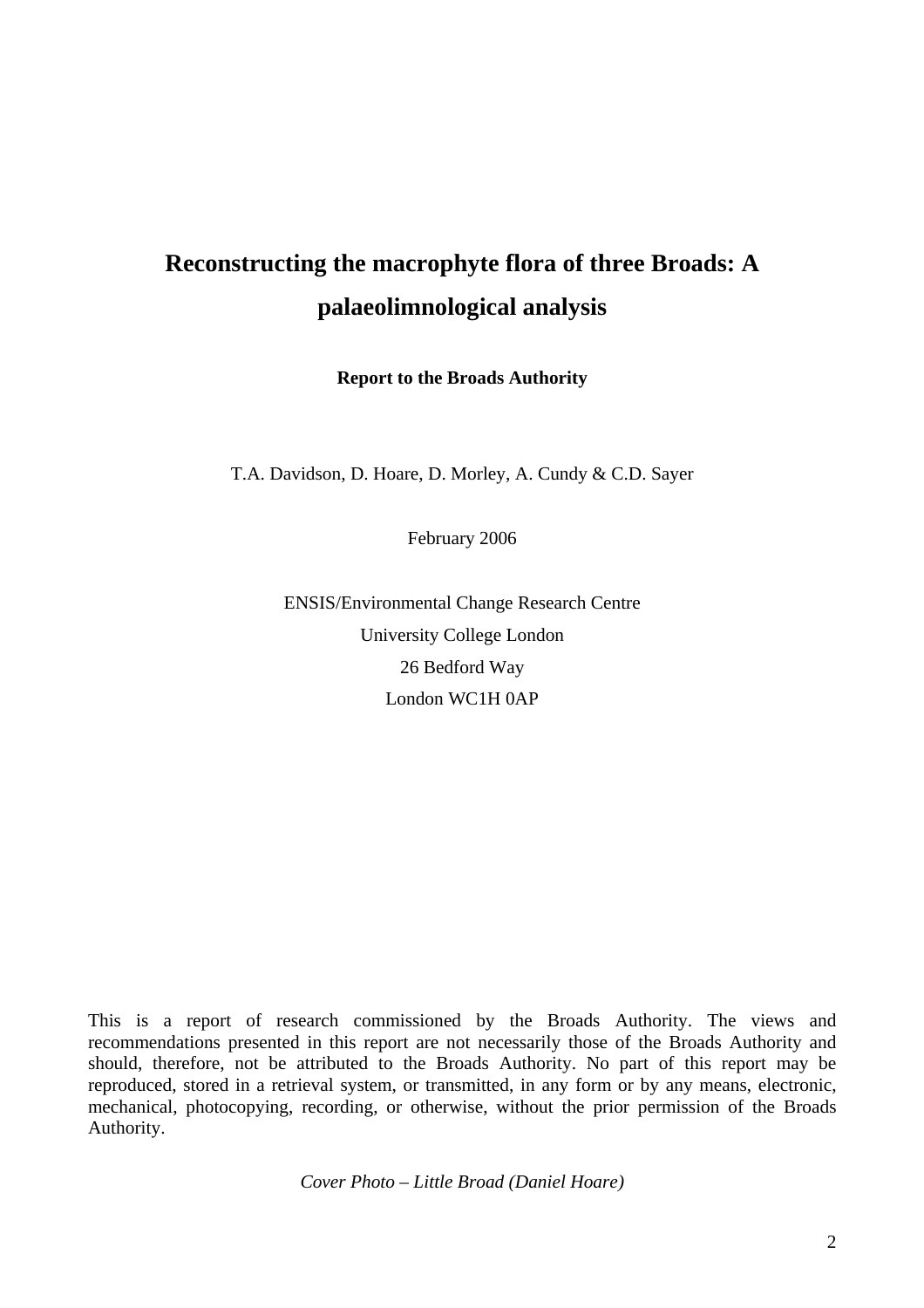# Reconstructing the macrophyte flora of three Broads: A palaeolimnological analysis

**Report to the Broads Authority**

T.A. Davidson, D. Hoare, D. Morley, A. Cundy & C.D. Sayer

February 2006

ENSIS/Environmental Change Research Centre
University College London
26 Bedford Way
London WC1H 0AP

This is a report of research commissioned by the Broads Authority. The views and recommendations presented in this report are not necessarily those of the Broads Authority and should, therefore, not be attributed to the Broads Authority. No part of this report may be reproduced, stored in a retrieval system, or transmitted, in any form or by any means, electronic, mechanical, photocopying, recording, or otherwise, without the prior permission of the Broads Authority.

*Cover Photo – Little Broad (Daniel Hoare)*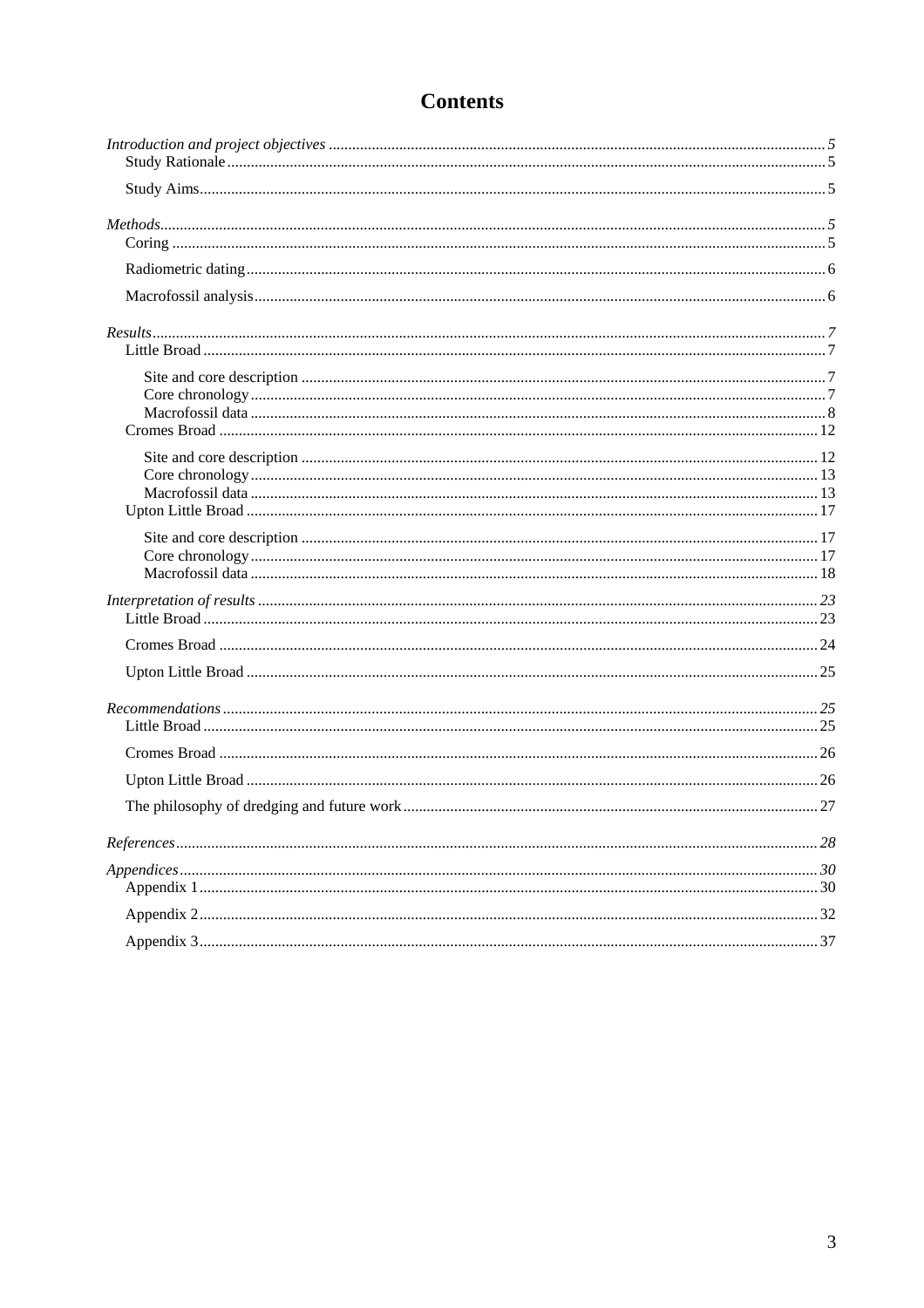# Contents

*Introduction and project objectives* ... *5*
- Study Rationale ... 5
- Study Aims ... 5

*Methods* ... *5*
- Coring ... 5
- Radiometric dating ... 6
- Macrofossil analysis ... 6

*Results* ... *7*
- Little Broad ... 7
  - Site and core description ... 7
  - Core chronology ... 7
  - Macrofossil data ... 8
- Cromes Broad ... 12
  - Site and core description ... 12
  - Core chronology ... 13
  - Macrofossil data ... 13
- Upton Little Broad ... 17
  - Site and core description ... 17
  - Core chronology ... 17
  - Macrofossil data ... 18

*Interpretation of results* ... *23*
- Little Broad ... 23
- Cromes Broad ... 24
- Upton Little Broad ... 25

*Recommendations* ... *25*
- Little Broad ... 25
- Cromes Broad ... 26
- Upton Little Broad ... 26
- The philosophy of dredging and future work ... 27

*References* ... *28*

*Appendices* ... *30*
- Appendix 1 ... 30
- Appendix 2 ... 32
- Appendix 3 ... 37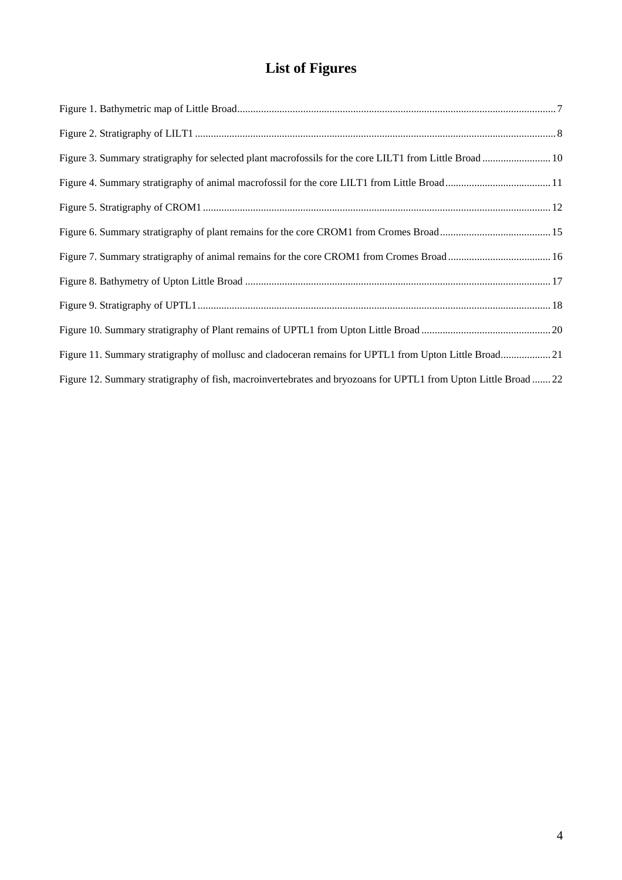# List of Figures

Figure 1. Bathymetric map of Little Broad ........................................................................................................................ 7

Figure 2. Stratigraphy of LILT1 ........................................................................................................................................ 8

Figure 3. Summary stratigraphy for selected plant macrofossils for the core LILT1 from Little Broad .......................... 10

Figure 4. Summary stratigraphy of animal macrofossil for the core LILT1 from Little Broad ........................................ 11

Figure 5. Stratigraphy of CROM1 .................................................................................................................................. 12

Figure 6. Summary stratigraphy of plant remains for the core CROM1 from Cromes Broad .......................................... 15

Figure 7. Summary stratigraphy of animal remains for the core CROM1 from Cromes Broad ....................................... 16

Figure 8. Bathymetry of Upton Little Broad ................................................................................................................... 17

Figure 9. Stratigraphy of UPTL1 ..................................................................................................................................... 18

Figure 10. Summary stratigraphy of Plant remains of UPTL1 from Upton Little Broad ................................................. 20

Figure 11. Summary stratigraphy of mollusc and cladoceran remains for UPTL1 from Upton Little Broad ................... 21

Figure 12. Summary stratigraphy of fish, macroinvertebrates and bryozoans for UPTL1 from Upton Little Broad ....... 22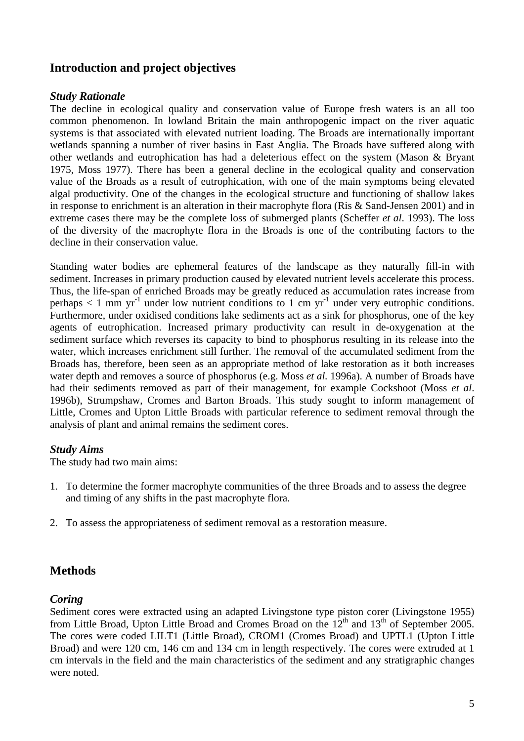## Introduction and project objectives

### *Study Rationale*

The decline in ecological quality and conservation value of Europe fresh waters is an all too common phenomenon. In lowland Britain the main anthropogenic impact on the river aquatic systems is that associated with elevated nutrient loading. The Broads are internationally important wetlands spanning a number of river basins in East Anglia. The Broads have suffered along with other wetlands and eutrophication has had a deleterious effect on the system (Mason & Bryant 1975, Moss 1977). There has been a general decline in the ecological quality and conservation value of the Broads as a result of eutrophication, with one of the main symptoms being elevated algal productivity. One of the changes in the ecological structure and functioning of shallow lakes in response to enrichment is an alteration in their macrophyte flora (Ris & Sand-Jensen 2001) and in extreme cases there may be the complete loss of submerged plants (Scheffer *et al*. 1993). The loss of the diversity of the macrophyte flora in the Broads is one of the contributing factors to the decline in their conservation value.

Standing water bodies are ephemeral features of the landscape as they naturally fill-in with sediment. Increases in primary production caused by elevated nutrient levels accelerate this process. Thus, the life-span of enriched Broads may be greatly reduced as accumulation rates increase from perhaps < 1 mm $yr^{-1}$ under low nutrient conditions to 1 cm $yr^{-1}$ under very eutrophic conditions. Furthermore, under oxidised conditions lake sediments act as a sink for phosphorus, one of the key agents of eutrophication. Increased primary productivity can result in de-oxygenation at the sediment surface which reverses its capacity to bind to phosphorus resulting in its release into the water, which increases enrichment still further. The removal of the accumulated sediment from the Broads has, therefore, been seen as an appropriate method of lake restoration as it both increases water depth and removes a source of phosphorus (e.g. Moss *et al*. 1996a). A number of Broads have had their sediments removed as part of their management, for example Cockshoot (Moss *et al*. 1996b), Strumpshaw, Cromes and Barton Broads. This study sought to inform management of Little, Cromes and Upton Little Broads with particular reference to sediment removal through the analysis of plant and animal remains the sediment cores.

### *Study Aims*

The study had two main aims:

1. To determine the former macrophyte communities of the three Broads and to assess the degree and timing of any shifts in the past macrophyte flora.

2. To assess the appropriateness of sediment removal as a restoration measure.

## Methods

### *Coring*

Sediment cores were extracted using an adapted Livingstone type piston corer (Livingstone 1955) from Little Broad, Upton Little Broad and Cromes Broad on the 12th and 13th of September 2005. The cores were coded LILT1 (Little Broad), CROM1 (Cromes Broad) and UPTL1 (Upton Little Broad) and were 120 cm, 146 cm and 134 cm in length respectively. The cores were extruded at 1 cm intervals in the field and the main characteristics of the sediment and any stratigraphic changes were noted.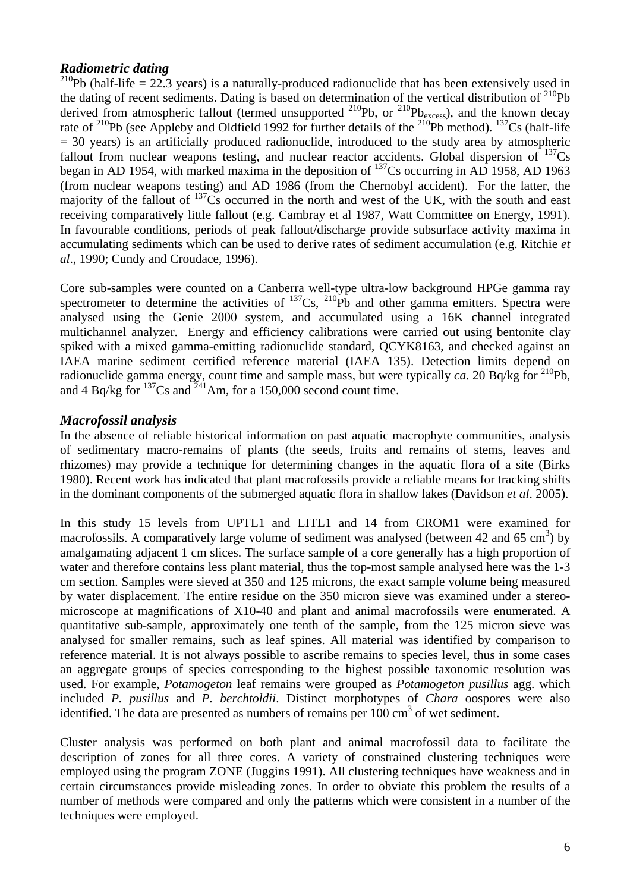### *Radiometric dating*

$^{210}$Pb (half-life = 22.3 years) is a naturally-produced radionuclide that has been extensively used in the dating of recent sediments. Dating is based on determination of the vertical distribution of $^{210}$Pb derived from atmospheric fallout (termed unsupported $^{210}$Pb, or $^{210}$Pb$_{excess}$), and the known decay rate of $^{210}$Pb (see Appleby and Oldfield 1992 for further details of the $^{210}$Pb method). $^{137}$Cs (half-life = 30 years) is an artificially produced radionuclide, introduced to the study area by atmospheric fallout from nuclear weapons testing, and nuclear reactor accidents. Global dispersion of $^{137}$Cs began in AD 1954, with marked maxima in the deposition of $^{137}$Cs occurring in AD 1958, AD 1963 (from nuclear weapons testing) and AD 1986 (from the Chernobyl accident). For the latter, the majority of the fallout of $^{137}$Cs occurred in the north and west of the UK, with the south and east receiving comparatively little fallout (e.g. Cambray et al 1987, Watt Committee on Energy, 1991). In favourable conditions, periods of peak fallout/discharge provide subsurface activity maxima in accumulating sediments which can be used to derive rates of sediment accumulation (e.g. Ritchie *et al*., 1990; Cundy and Croudace, 1996).

Core sub-samples were counted on a Canberra well-type ultra-low background HPGe gamma ray spectrometer to determine the activities of $^{137}$Cs, $^{210}$Pb and other gamma emitters. Spectra were analysed using the Genie 2000 system, and accumulated using a 16K channel integrated multichannel analyzer. Energy and efficiency calibrations were carried out using bentonite clay spiked with a mixed gamma-emitting radionuclide standard, QCYK8163, and checked against an IAEA marine sediment certified reference material (IAEA 135). Detection limits depend on radionuclide gamma energy, count time and sample mass, but were typically *ca.* 20 Bq/kg for $^{210}$Pb, and 4 Bq/kg for $^{137}$Cs and $^{241}$Am, for a 150,000 second count time.

### *Macrofossil analysis*

In the absence of reliable historical information on past aquatic macrophyte communities, analysis of sedimentary macro-remains of plants (the seeds, fruits and remains of stems, leaves and rhizomes) may provide a technique for determining changes in the aquatic flora of a site (Birks 1980). Recent work has indicated that plant macrofossils provide a reliable means for tracking shifts in the dominant components of the submerged aquatic flora in shallow lakes (Davidson *et al*. 2005).

In this study 15 levels from UPTL1 and LITL1 and 14 from CROM1 were examined for macrofossils. A comparatively large volume of sediment was analysed (between 42 and 65 cm$^3$) by amalgamating adjacent 1 cm slices. The surface sample of a core generally has a high proportion of water and therefore contains less plant material, thus the top-most sample analysed here was the 1-3 cm section. Samples were sieved at 350 and 125 microns, the exact sample volume being measured by water displacement. The entire residue on the 350 micron sieve was examined under a stereo-microscope at magnifications of X10-40 and plant and animal macrofossils were enumerated. A quantitative sub-sample, approximately one tenth of the sample, from the 125 micron sieve was analysed for smaller remains, such as leaf spines. All material was identified by comparison to reference material. It is not always possible to ascribe remains to species level, thus in some cases an aggregate groups of species corresponding to the highest possible taxonomic resolution was used. For example, *Potamogeton* leaf remains were grouped as *Potamogeton pusillus* agg. which included *P. pusillus* and *P. berchtoldii*. Distinct morphotypes of *Chara* oospores were also identified. The data are presented as numbers of remains per 100 cm$^3$ of wet sediment.

Cluster analysis was performed on both plant and animal macrofossil data to facilitate the description of zones for all three cores. A variety of constrained clustering techniques were employed using the program ZONE (Juggins 1991). All clustering techniques have weakness and in certain circumstances provide misleading zones. In order to obviate this problem the results of a number of methods were compared and only the patterns which were consistent in a number of the techniques were employed.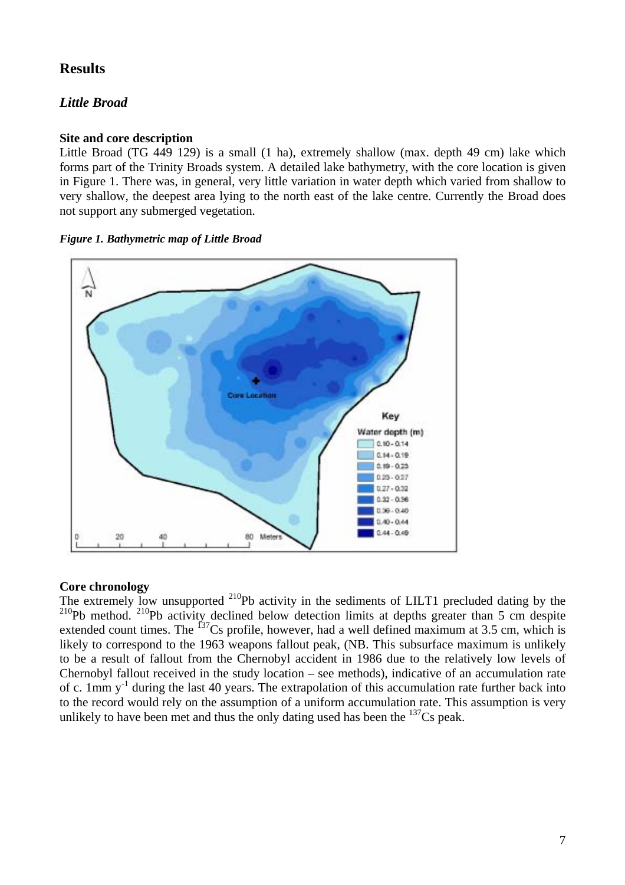## Results

### *Little Broad*

**Site and core description**

Little Broad (TG 449 129) is a small (1 ha), extremely shallow (max. depth 49 cm) lake which forms part of the Trinity Broads system. A detailed lake bathymetry, with the core location is given in Figure 1. There was, in general, very little variation in water depth which varied from shallow to very shallow, the deepest area lying to the north east of the lake centre. Currently the Broad does not support any submerged vegetation.

***Figure 1. Bathymetric map of Little Broad***

**Core chronology**

The extremely low unsupported $^{210}$Pb activity in the sediments of LILT1 precluded dating by the $^{210}$Pb method. $^{210}$Pb activity declined below detection limits at depths greater than 5 cm despite extended count times. The $^{137}$Cs profile, however, had a well defined maximum at 3.5 cm, which is likely to correspond to the 1963 weapons fallout peak, (NB. This subsurface maximum is unlikely to be a result of fallout from the Chernobyl accident in 1986 due to the relatively low levels of Chernobyl fallout received in the study location – see methods), indicative of an accumulation rate of c. 1mm $y^{-1}$ during the last 40 years. The extrapolation of this accumulation rate further back into to the record would rely on the assumption of a uniform accumulation rate. This assumption is very unlikely to have been met and thus the only dating used has been the $^{137}$Cs peak.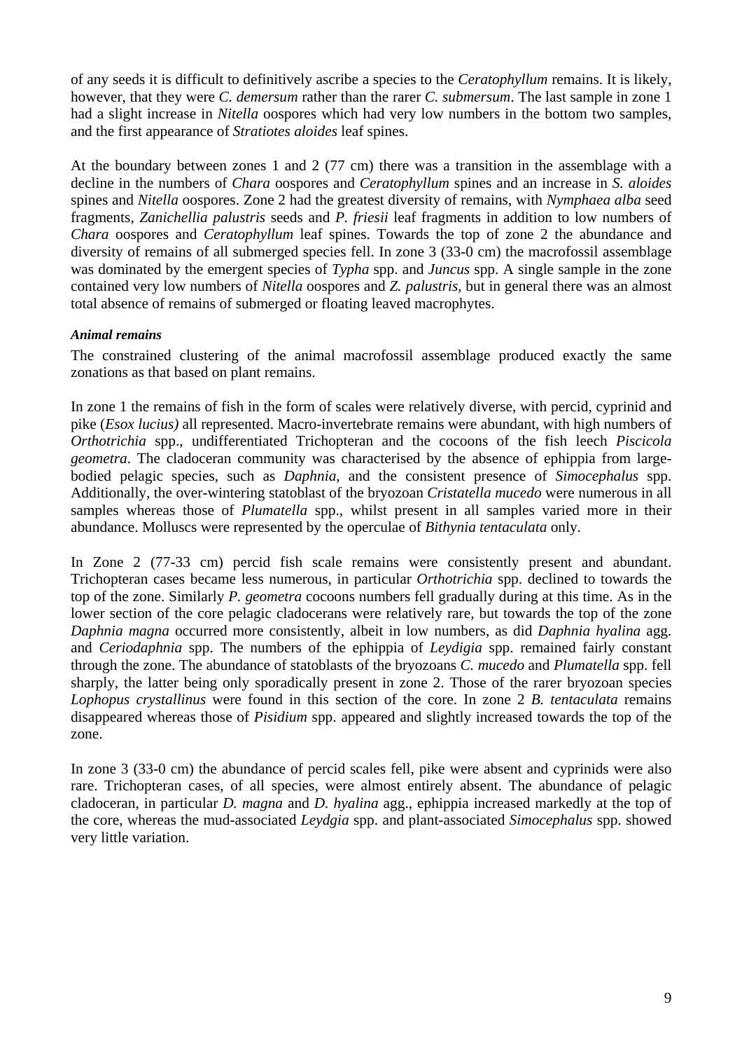of any seeds it is difficult to definitively ascribe a species to the *Ceratophyllum* remains. It is likely, however, that they were *C. demersum* rather than the rarer *C. submersum*. The last sample in zone 1 had a slight increase in *Nitella* oospores which had very low numbers in the bottom two samples, and the first appearance of *Stratiotes aloides* leaf spines.

At the boundary between zones 1 and 2 (77 cm) there was a transition in the assemblage with a decline in the numbers of *Chara* oospores and *Ceratophyllum* spines and an increase in *S. aloides* spines and *Nitella* oospores. Zone 2 had the greatest diversity of remains, with *Nymphaea alba* seed fragments, *Zanichellia palustris* seeds and *P. friesii* leaf fragments in addition to low numbers of *Chara* oospores and *Ceratophyllum* leaf spines. Towards the top of zone 2 the abundance and diversity of remains of all submerged species fell. In zone 3 (33-0 cm) the macrofossil assemblage was dominated by the emergent species of *Typha* spp. and *Juncus* spp. A single sample in the zone contained very low numbers of *Nitella* oospores and *Z. palustris*, but in general there was an almost total absence of remains of submerged or floating leaved macrophytes.

***Animal remains***

The constrained clustering of the animal macrofossil assemblage produced exactly the same zonations as that based on plant remains.

In zone 1 the remains of fish in the form of scales were relatively diverse, with percid, cyprinid and pike (*Esox lucius)* all represented. Macro-invertebrate remains were abundant, with high numbers of *Orthotrichia* spp., undifferentiated Trichopteran and the cocoons of the fish leech *Piscicola geometra*. The cladoceran community was characterised by the absence of ephippia from large-bodied pelagic species, such as *Daphnia*, and the consistent presence of *Simocephalus* spp. Additionally, the over-wintering statoblast of the bryozoan *Cristatella mucedo* were numerous in all samples whereas those of *Plumatella* spp., whilst present in all samples varied more in their abundance. Molluscs were represented by the operculae of *Bithynia tentaculata* only.

In Zone 2 (77-33 cm) percid fish scale remains were consistently present and abundant. Trichopteran cases became less numerous, in particular *Orthotrichia* spp. declined to towards the top of the zone. Similarly *P. geometra* cocoons numbers fell gradually during at this time. As in the lower section of the core pelagic cladocerans were relatively rare, but towards the top of the zone *Daphnia magna* occurred more consistently, albeit in low numbers, as did *Daphnia hyalina* agg. and *Ceriodaphnia* spp. The numbers of the ephippia of *Leydigia* spp. remained fairly constant through the zone. The abundance of statoblasts of the bryozoans *C. mucedo* and *Plumatella* spp. fell sharply, the latter being only sporadically present in zone 2. Those of the rarer bryozoan species *Lophopus crystallinus* were found in this section of the core. In zone 2 *B. tentaculata* remains disappeared whereas those of *Pisidium* spp. appeared and slightly increased towards the top of the zone.

In zone 3 (33-0 cm) the abundance of percid scales fell, pike were absent and cyprinids were also rare. Trichopteran cases, of all species, were almost entirely absent. The abundance of pelagic cladoceran, in particular *D. magna* and *D. hyalina* agg., ephippia increased markedly at the top of the core, whereas the mud-associated *Leydgia* spp. and plant-associated *Simocephalus* spp. showed very little variation.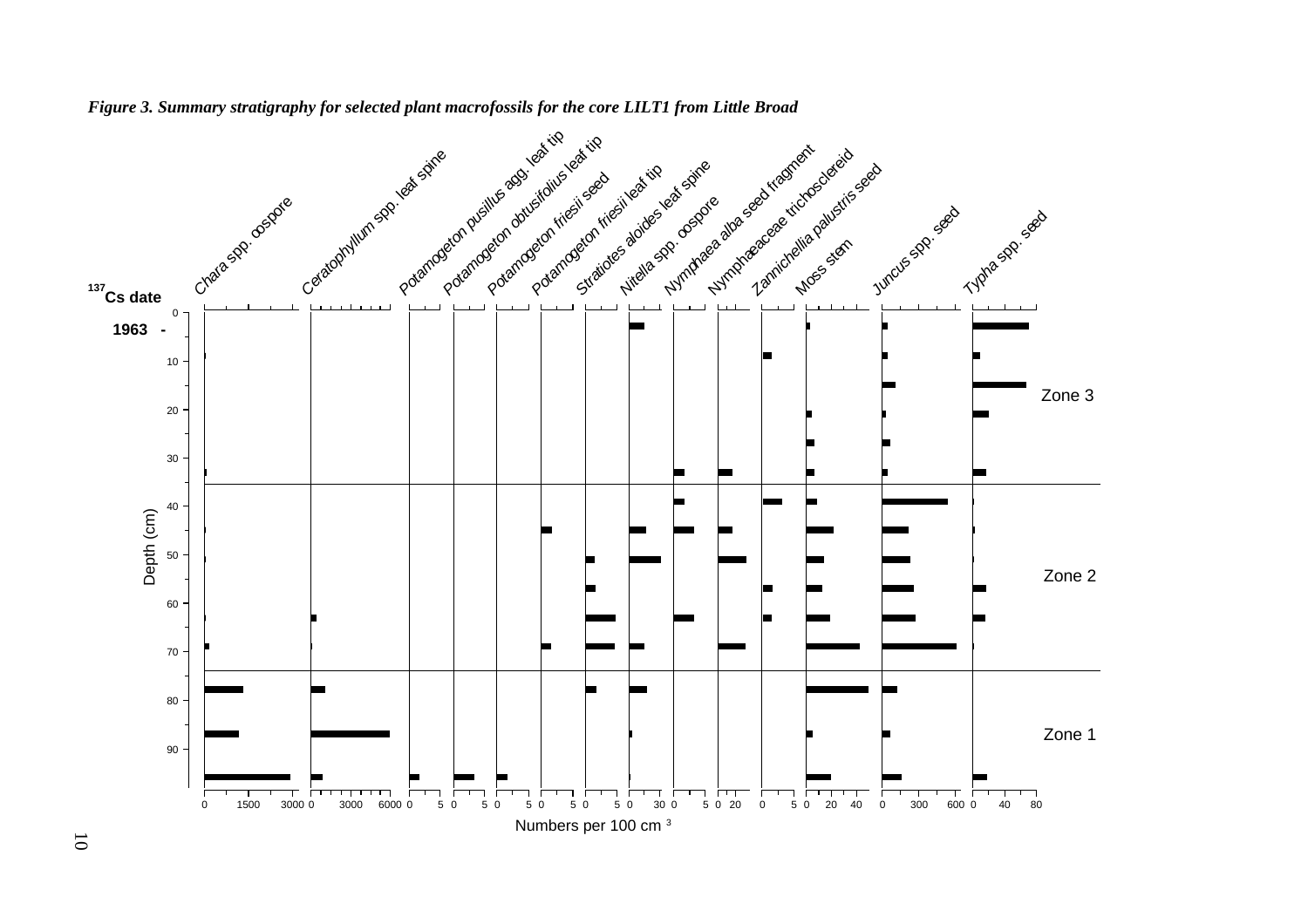*Figure 3. Summary stratigraphy for selected plant macrofossils for the core LILT1 from Little Broad*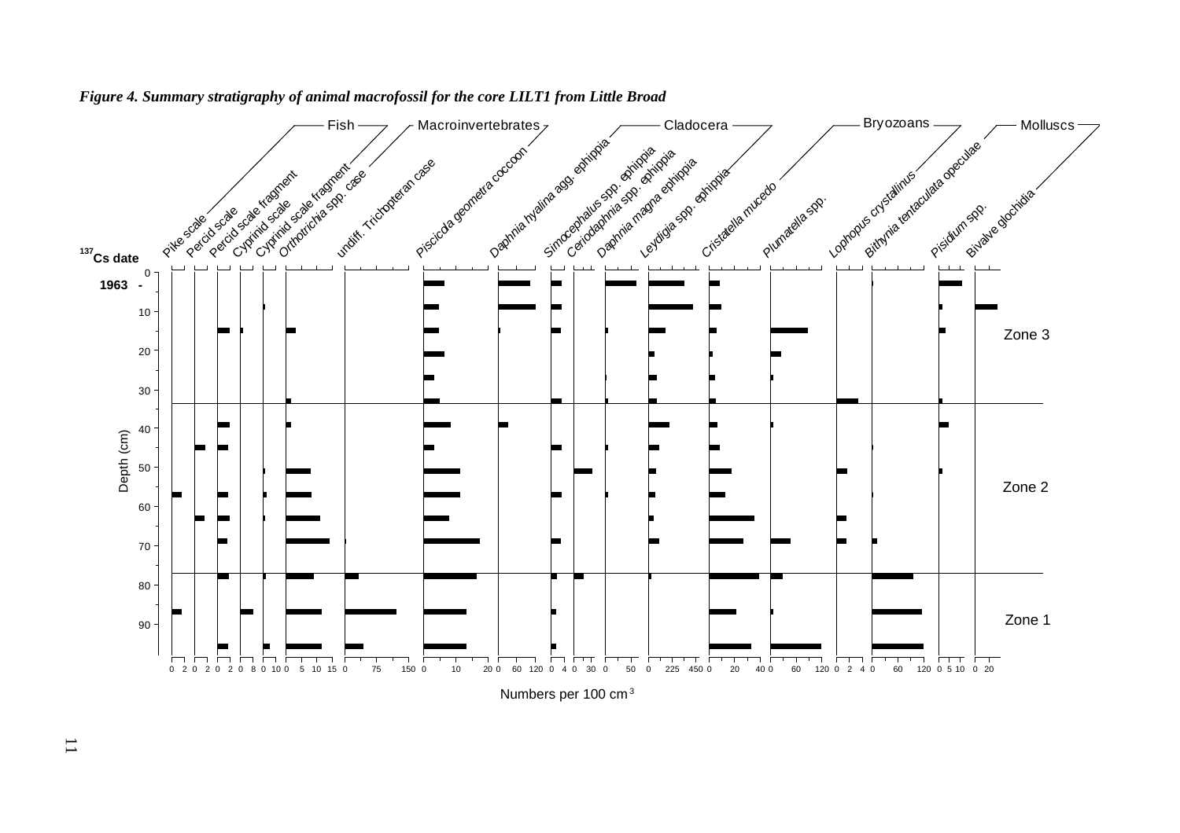*Figure 4. Summary stratigraphy of animal macrofossil for the core LILT1 from Little Broad*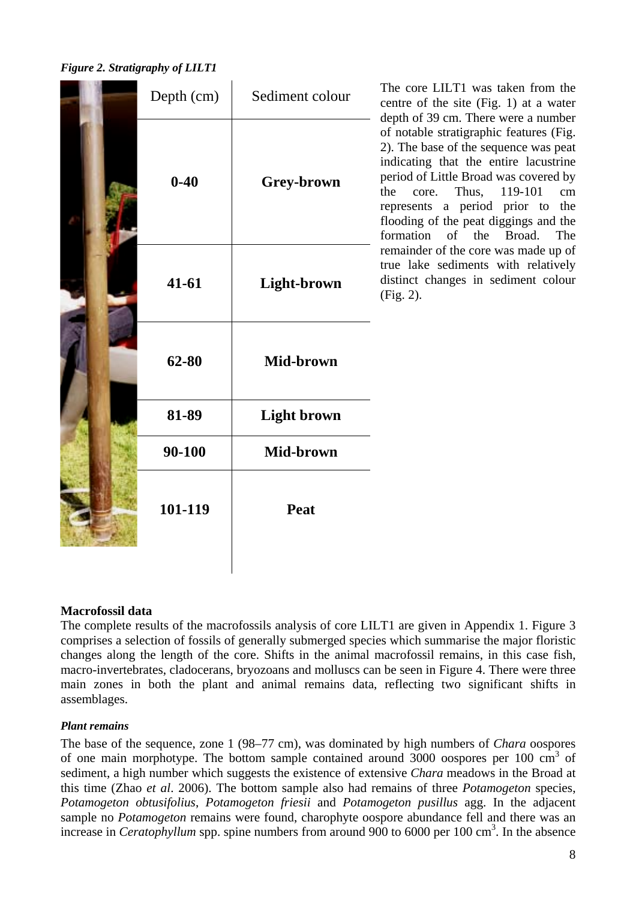*Figure 2. Stratigraphy of LILT1*

| Depth (cm) | Sediment colour |
|---|---|
| **0-40** | **Grey-brown** |
| **41-61** | **Light-brown** |
| **62-80** | **Mid-brown** |
| **81-89** | **Light brown** |
| **90-100** | **Mid-brown** |
| **101-119** | **Peat** |

The core LILT1 was taken from the centre of the site (Fig. 1) at a water depth of 39 cm. There were a number of notable stratigraphic features (Fig. 2). The base of the sequence was peat indicating that the entire lacustrine period of Little Broad was covered by the core. Thus, 119-101 cm represents a period prior to the flooding of the peat diggings and the formation of the Broad. The remainder of the core was made up of true lake sediments with relatively distinct changes in sediment colour (Fig. 2).

### Macrofossil data

The complete results of the macrofossils analysis of core LILT1 are given in Appendix 1. Figure 3 comprises a selection of fossils of generally submerged species which summarise the major floristic changes along the length of the core. Shifts in the animal macrofossil remains, in this case fish, macro-invertebrates, cladocerans, bryozoans and molluscs can be seen in Figure 4. There were three main zones in both the plant and animal remains data, reflecting two significant shifts in assemblages.

#### *Plant remains*

The base of the sequence, zone 1 (98–77 cm), was dominated by high numbers of *Chara* oospores of one main morphotype. The bottom sample contained around 3000 oospores per 100 $cm^3$ of sediment, a high number which suggests the existence of extensive *Chara* meadows in the Broad at this time (Zhao *et al*. 2006). The bottom sample also had remains of three *Potamogeton* species, *Potamogeton obtusifolius*, *Potamogeton friesii* and *Potamogeton pusillus* agg. In the adjacent sample no *Potamogeton* remains were found, charophyte oospore abundance fell and there was an increase in *Ceratophyllum* spp. spine numbers from around 900 to 6000 per 100 $cm^3$. In the absence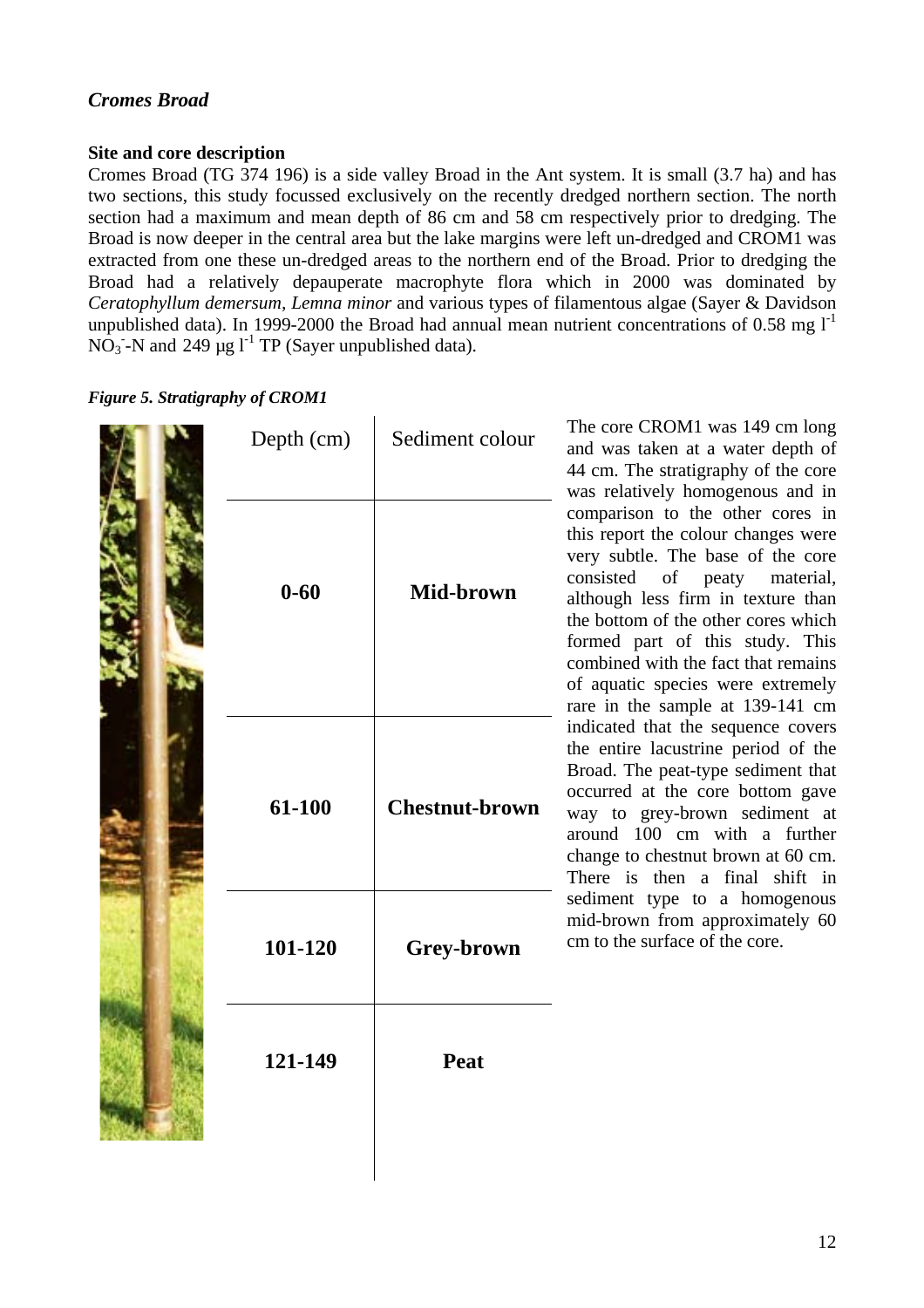### *Cromes Broad*

**Site and core description**

Cromes Broad (TG 374 196) is a side valley Broad in the Ant system. It is small (3.7 ha) and has two sections, this study focussed exclusively on the recently dredged northern section. The north section had a maximum and mean depth of 86 cm and 58 cm respectively prior to dredging. The Broad is now deeper in the central area but the lake margins were left un-dredged and CROM1 was extracted from one these un-dredged areas to the northern end of the Broad. Prior to dredging the Broad had a relatively depauperate macrophyte flora which in 2000 was dominated by *Ceratophyllum demersum*, *Lemna minor* and various types of filamentous algae (Sayer & Davidson unpublished data). In 1999-2000 the Broad had annual mean nutrient concentrations of 0.58 mg $l^{-1}$ $NO_3^-$-N and 249 µg $l^{-1}$ TP (Sayer unpublished data).

***Figure 5. Stratigraphy of CROM1***

| Depth (cm) | Sediment colour |
|---|---|
| **0-60** | **Mid-brown** |
| **61-100** | **Chestnut-brown** |
| **101-120** | **Grey-brown** |
| **121-149** | **Peat** |

The core CROM1 was 149 cm long and was taken at a water depth of 44 cm. The stratigraphy of the core was relatively homogenous and in comparison to the other cores in this report the colour changes were very subtle. The base of the core consisted of peaty material, although less firm in texture than the bottom of the other cores which formed part of this study. This combined with the fact that remains of aquatic species were extremely rare in the sample at 139-141 cm indicated that the sequence covers the entire lacustrine period of the Broad. The peat-type sediment that occurred at the core bottom gave way to grey-brown sediment at around 100 cm with a further change to chestnut brown at 60 cm. There is then a final shift in sediment type to a homogenous mid-brown from approximately 60 cm to the surface of the core.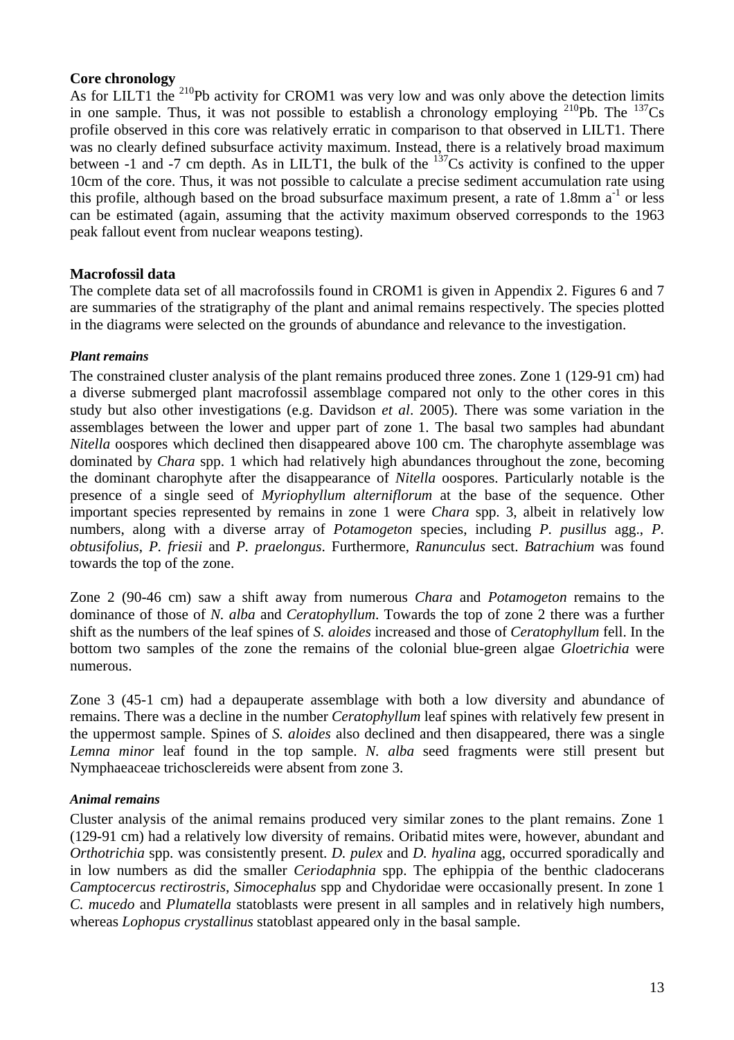**Core chronology**

As for LILT1 the $^{210}$Pb activity for CROM1 was very low and was only above the detection limits in one sample. Thus, it was not possible to establish a chronology employing $^{210}$Pb. The $^{137}$Cs profile observed in this core was relatively erratic in comparison to that observed in LILT1. There was no clearly defined subsurface activity maximum. Instead, there is a relatively broad maximum between -1 and -7 cm depth. As in LILT1, the bulk of the $^{137}$Cs activity is confined to the upper 10cm of the core. Thus, it was not possible to calculate a precise sediment accumulation rate using this profile, although based on the broad subsurface maximum present, a rate of 1.8mm $a^{-1}$ or less can be estimated (again, assuming that the activity maximum observed corresponds to the 1963 peak fallout event from nuclear weapons testing).

**Macrofossil data**

The complete data set of all macrofossils found in CROM1 is given in Appendix 2. Figures 6 and 7 are summaries of the stratigraphy of the plant and animal remains respectively. The species plotted in the diagrams were selected on the grounds of abundance and relevance to the investigation.

***Plant remains***

The constrained cluster analysis of the plant remains produced three zones. Zone 1 (129-91 cm) had a diverse submerged plant macrofossil assemblage compared not only to the other cores in this study but also other investigations (e.g. Davidson *et al*. 2005). There was some variation in the assemblages between the lower and upper part of zone 1. The basal two samples had abundant *Nitella* oospores which declined then disappeared above 100 cm. The charophyte assemblage was dominated by *Chara* spp. 1 which had relatively high abundances throughout the zone, becoming the dominant charophyte after the disappearance of *Nitella* oospores. Particularly notable is the presence of a single seed of *Myriophyllum alterniflorum* at the base of the sequence. Other important species represented by remains in zone 1 were *Chara* spp. 3, albeit in relatively low numbers, along with a diverse array of *Potamogeton* species, including *P. pusillus* agg., *P. obtusifolius*, *P. friesii* and *P. praelongus*. Furthermore, *Ranunculus* sect. *Batrachium* was found towards the top of the zone.

Zone 2 (90-46 cm) saw a shift away from numerous *Chara* and *Potamogeton* remains to the dominance of those of *N. alba* and *Ceratophyllum*. Towards the top of zone 2 there was a further shift as the numbers of the leaf spines of *S. aloides* increased and those of *Ceratophyllum* fell. In the bottom two samples of the zone the remains of the colonial blue-green algae *Gloetrichia* were numerous.

Zone 3 (45-1 cm) had a depauperate assemblage with both a low diversity and abundance of remains. There was a decline in the number *Ceratophyllum* leaf spines with relatively few present in the uppermost sample. Spines of *S. aloides* also declined and then disappeared, there was a single *Lemna minor* leaf found in the top sample. *N. alba* seed fragments were still present but Nymphaeaceae trichosclereids were absent from zone 3.

***Animal remains***

Cluster analysis of the animal remains produced very similar zones to the plant remains. Zone 1 (129-91 cm) had a relatively low diversity of remains. Oribatid mites were, however, abundant and *Orthotrichia* spp. was consistently present. *D. pulex* and *D. hyalina* agg, occurred sporadically and in low numbers as did the smaller *Ceriodaphnia* spp. The ephippia of the benthic cladocerans *Camptocercus rectirostris*, *Simocephalus* spp and Chydoridae were occasionally present. In zone 1 *C. mucedo* and *Plumatella* statoblasts were present in all samples and in relatively high numbers, whereas *Lophopus crystallinus* statoblast appeared only in the basal sample.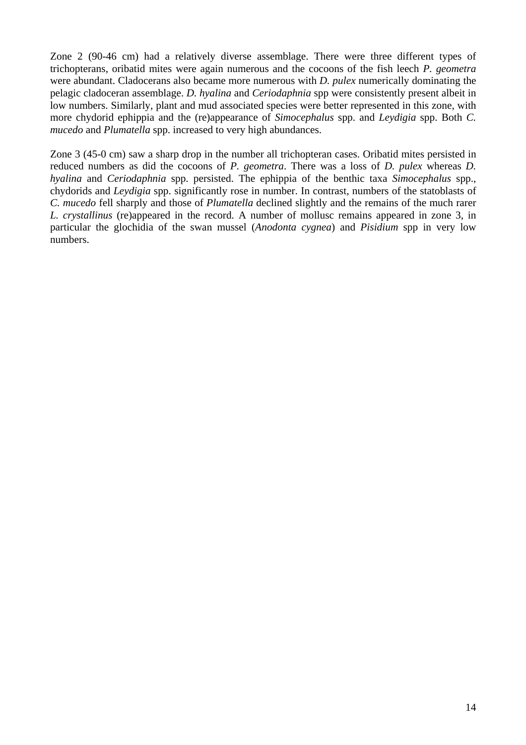Zone 2 (90-46 cm) had a relatively diverse assemblage. There were three different types of trichopterans, oribatid mites were again numerous and the cocoons of the fish leech *P. geometra* were abundant. Cladocerans also became more numerous with *D. pulex* numerically dominating the pelagic cladoceran assemblage. *D. hyalina* and *Ceriodaphnia* spp were consistently present albeit in low numbers. Similarly, plant and mud associated species were better represented in this zone, with more chydorid ephippia and the (re)appearance of *Simocephalus* spp. and *Leydigia* spp. Both *C. mucedo* and *Plumatella* spp. increased to very high abundances.

Zone 3 (45-0 cm) saw a sharp drop in the number all trichopteran cases. Oribatid mites persisted in reduced numbers as did the cocoons of *P. geometra*. There was a loss of *D. pulex* whereas *D. hyalina* and *Ceriodaphnia* spp. persisted. The ephippia of the benthic taxa *Simocephalus* spp., chydorids and *Leydigia* spp. significantly rose in number. In contrast, numbers of the statoblasts of *C. mucedo* fell sharply and those of *Plumatella* declined slightly and the remains of the much rarer *L. crystallinus* (re)appeared in the record. A number of mollusc remains appeared in zone 3, in particular the glochidia of the swan mussel (*Anodonta cygnea*) and *Pisidium* spp in very low numbers.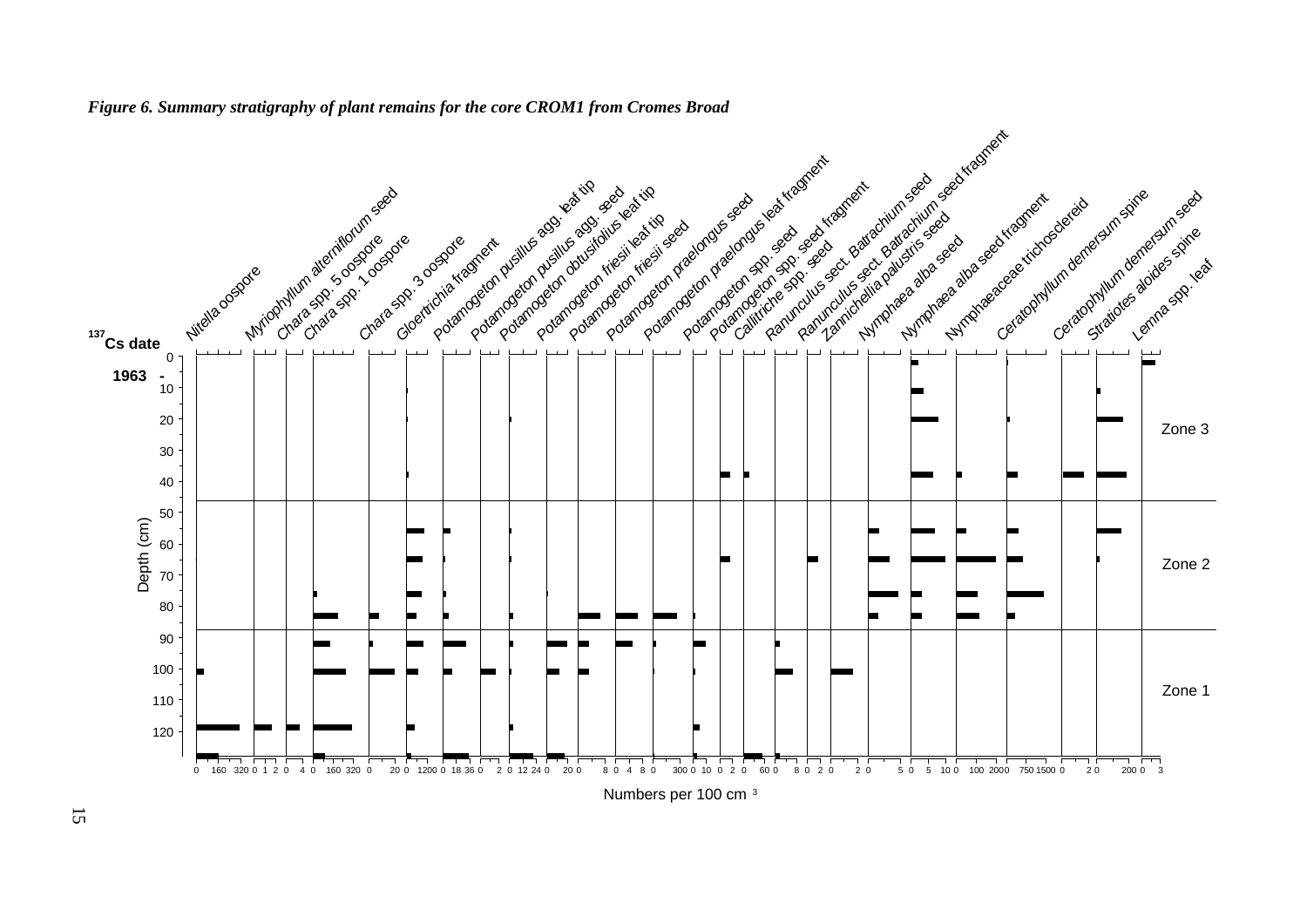*Figure 6. Summary stratigraphy of plant remains for the core CROM1 from Cromes Broad*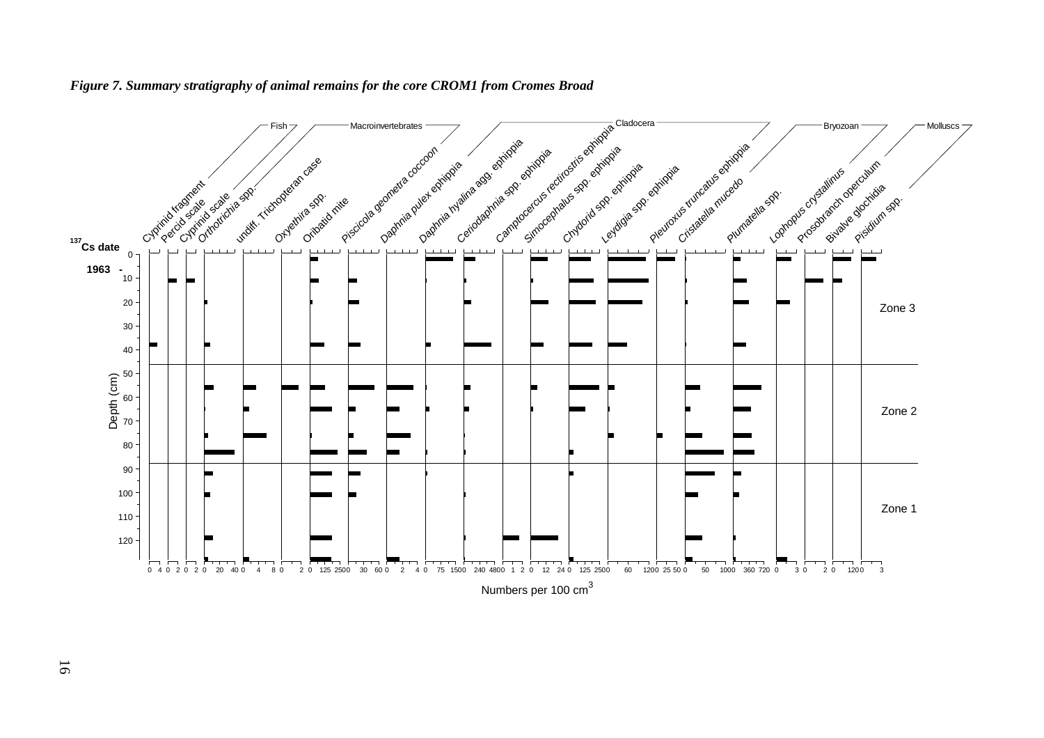*Figure 7. Summary stratigraphy of animal remains for the core CROM1 from Cromes Broad*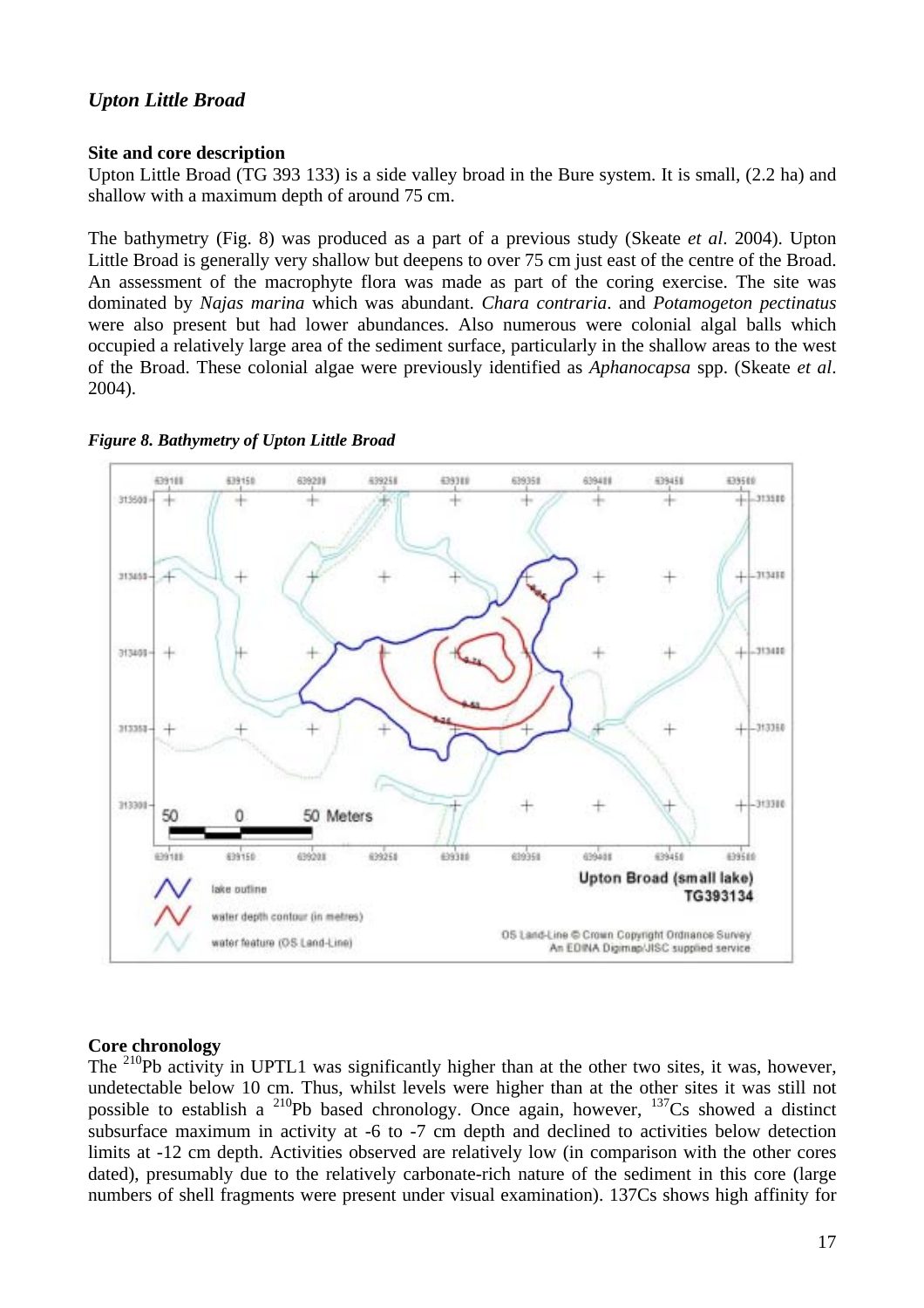## *Upton Little Broad*

### Site and core description

Upton Little Broad (TG 393 133) is a side valley broad in the Bure system. It is small, (2.2 ha) and shallow with a maximum depth of around 75 cm.

The bathymetry (Fig. 8) was produced as a part of a previous study (Skeate *et al*. 2004). Upton Little Broad is generally very shallow but deepens to over 75 cm just east of the centre of the Broad. An assessment of the macrophyte flora was made as part of the coring exercise. The site was dominated by *Najas marina* which was abundant. *Chara contraria*. and *Potamogeton pectinatus* were also present but had lower abundances. Also numerous were colonial algal balls which occupied a relatively large area of the sediment surface, particularly in the shallow areas to the west of the Broad. These colonial algae were previously identified as *Aphanocapsa* spp. (Skeate *et al*. 2004).

***Figure 8. Bathymetry of Upton Little Broad***

### Core chronology

The $^{210}$Pb activity in UPTL1 was significantly higher than at the other two sites, it was, however, undetectable below 10 cm. Thus, whilst levels were higher than at the other sites it was still not possible to establish a $^{210}$Pb based chronology. Once again, however, $^{137}$Cs showed a distinct subsurface maximum in activity at -6 to -7 cm depth and declined to activities below detection limits at -12 cm depth. Activities observed are relatively low (in comparison with the other cores dated), presumably due to the relatively carbonate-rich nature of the sediment in this core (large numbers of shell fragments were present under visual examination). 137Cs shows high affinity for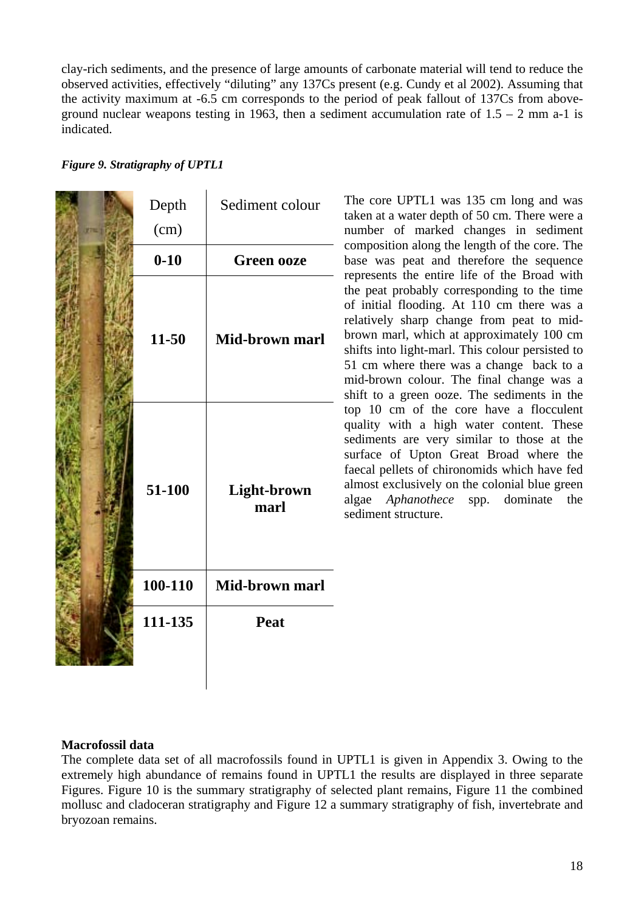clay-rich sediments, and the presence of large amounts of carbonate material will tend to reduce the observed activities, effectively "diluting" any 137Cs present (e.g. Cundy et al 2002). Assuming that the activity maximum at -6.5 cm corresponds to the period of peak fallout of 137Cs from above-ground nuclear weapons testing in 1963, then a sediment accumulation rate of 1.5 – 2 mm a-1 is indicated.

***Figure 9. Stratigraphy of UPTL1***

| Depth (cm) | Sediment colour |
|---|---|
| **0-10** | **Green ooze** |
| **11-50** | **Mid-brown marl** |
| **51-100** | **Light-brown marl** |
| **100-110** | **Mid-brown marl** |
| **111-135** | **Peat** |

The core UPTL1 was 135 cm long and was taken at a water depth of 50 cm. There were a number of marked changes in sediment composition along the length of the core. The base was peat and therefore the sequence represents the entire life of the Broad with the peat probably corresponding to the time of initial flooding. At 110 cm there was a relatively sharp change from peat to mid-brown marl, which at approximately 100 cm shifts into light-marl. This colour persisted to 51 cm where there was a change back to a mid-brown colour. The final change was a shift to a green ooze. The sediments in the top 10 cm of the core have a flocculent quality with a high water content. These sediments are very similar to those at the surface of Upton Great Broad where the faecal pellets of chironomids which have fed almost exclusively on the colonial blue green algae *Aphanothece* spp. dominate the sediment structure.

**Macrofossil data**

The complete data set of all macrofossils found in UPTL1 is given in Appendix 3. Owing to the extremely high abundance of remains found in UPTL1 the results are displayed in three separate Figures. Figure 10 is the summary stratigraphy of selected plant remains, Figure 11 the combined mollusc and cladoceran stratigraphy and Figure 12 a summary stratigraphy of fish, invertebrate and bryozoan remains.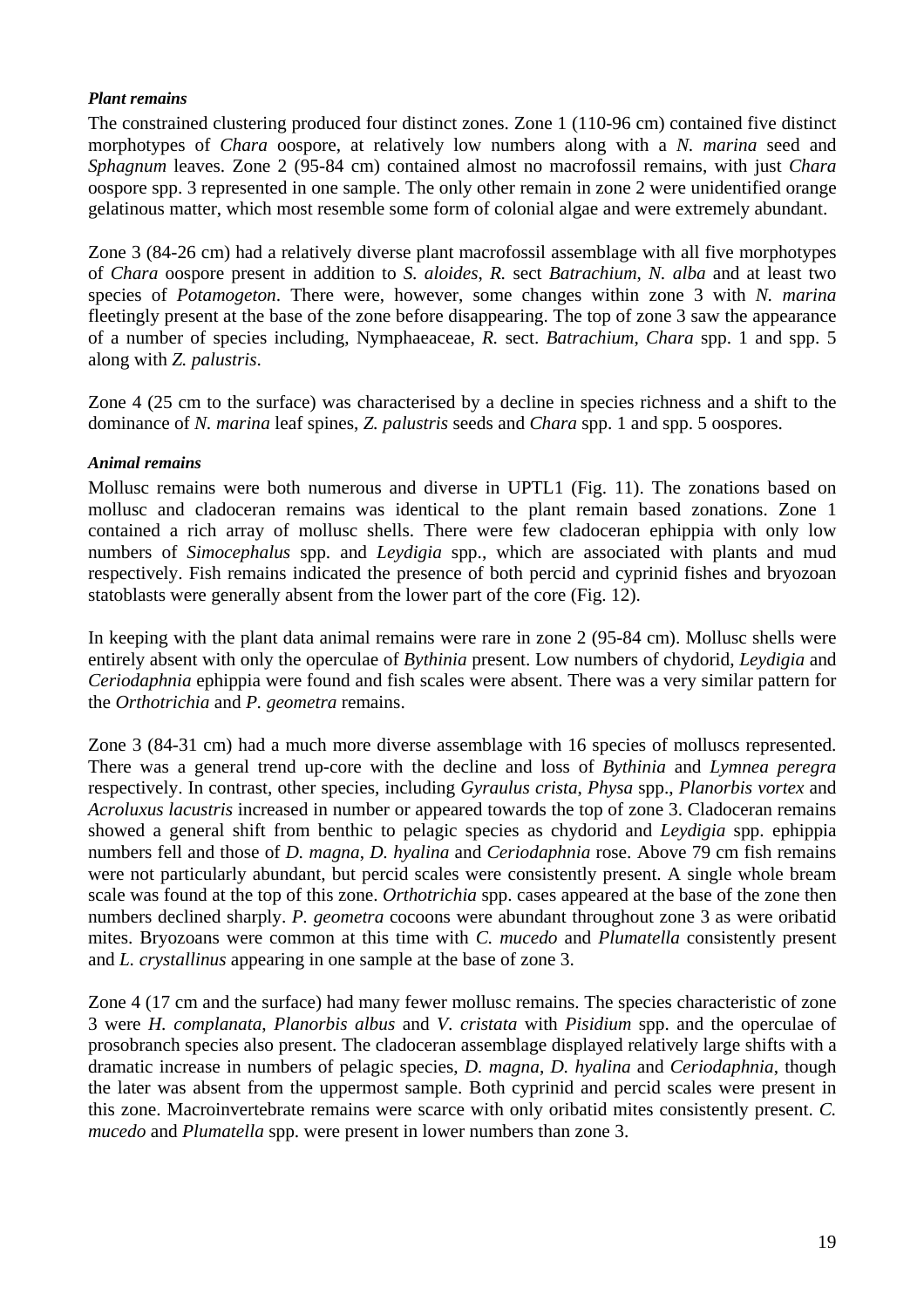***Plant remains***

The constrained clustering produced four distinct zones. Zone 1 (110-96 cm) contained five distinct morphotypes of *Chara* oospore, at relatively low numbers along with a *N. marina* seed and *Sphagnum* leaves. Zone 2 (95-84 cm) contained almost no macrofossil remains, with just *Chara* oospore spp. 3 represented in one sample. The only other remain in zone 2 were unidentified orange gelatinous matter, which most resemble some form of colonial algae and were extremely abundant.

Zone 3 (84-26 cm) had a relatively diverse plant macrofossil assemblage with all five morphotypes of *Chara* oospore present in addition to *S. aloides*, *R.* sect *Batrachium*, *N. alba* and at least two species of *Potamogeton*. There were, however, some changes within zone 3 with *N. marina* fleetingly present at the base of the zone before disappearing. The top of zone 3 saw the appearance of a number of species including, Nymphaeaceae, *R.* sect. *Batrachium*, *Chara* spp. 1 and spp. 5 along with *Z. palustris*.

Zone 4 (25 cm to the surface) was characterised by a decline in species richness and a shift to the dominance of *N. marina* leaf spines, *Z. palustris* seeds and *Chara* spp. 1 and spp. 5 oospores.

***Animal remains***

Mollusc remains were both numerous and diverse in UPTL1 (Fig. 11). The zonations based on mollusc and cladoceran remains was identical to the plant remain based zonations. Zone 1 contained a rich array of mollusc shells. There were few cladoceran ephippia with only low numbers of *Simocephalus* spp. and *Leydigia* spp., which are associated with plants and mud respectively. Fish remains indicated the presence of both percid and cyprinid fishes and bryozoan statoblasts were generally absent from the lower part of the core (Fig. 12).

In keeping with the plant data animal remains were rare in zone 2 (95-84 cm). Mollusc shells were entirely absent with only the operculae of *Bythinia* present. Low numbers of chydorid, *Leydigia* and *Ceriodaphnia* ephippia were found and fish scales were absent. There was a very similar pattern for the *Orthotrichia* and *P. geometra* remains.

Zone 3 (84-31 cm) had a much more diverse assemblage with 16 species of molluscs represented. There was a general trend up-core with the decline and loss of *Bythinia* and *Lymnea peregra* respectively. In contrast, other species, including *Gyraulus crista*, *Physa* spp., *Planorbis vortex* and *Acroluxus lacustris* increased in number or appeared towards the top of zone 3. Cladoceran remains showed a general shift from benthic to pelagic species as chydorid and *Leydigia* spp. ephippia numbers fell and those of *D. magna*, *D. hyalina* and *Ceriodaphnia* rose. Above 79 cm fish remains were not particularly abundant, but percid scales were consistently present. A single whole bream scale was found at the top of this zone. *Orthotrichia* spp. cases appeared at the base of the zone then numbers declined sharply. *P. geometra* cocoons were abundant throughout zone 3 as were oribatid mites. Bryozoans were common at this time with *C. mucedo* and *Plumatella* consistently present and *L. crystallinus* appearing in one sample at the base of zone 3.

Zone 4 (17 cm and the surface) had many fewer mollusc remains. The species characteristic of zone 3 were *H. complanata*, *Planorbis albus* and *V. cristata* with *Pisidium* spp. and the operculae of prosobranch species also present. The cladoceran assemblage displayed relatively large shifts with a dramatic increase in numbers of pelagic species, *D. magna*, *D. hyalina* and *Ceriodaphnia*, though the later was absent from the uppermost sample. Both cyprinid and percid scales were present in this zone. Macroinvertebrate remains were scarce with only oribatid mites consistently present. *C. mucedo* and *Plumatella* spp. were present in lower numbers than zone 3.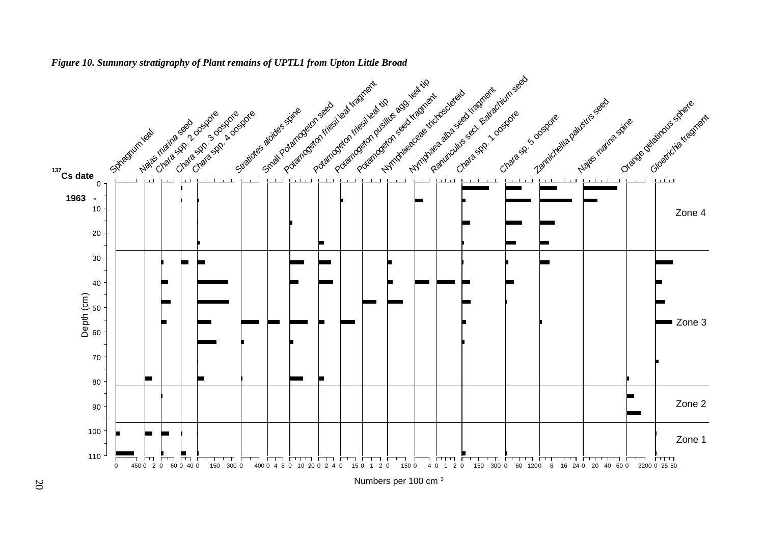*Figure 10. Summary stratigraphy of Plant remains of UPTL1 from Upton Little Broad*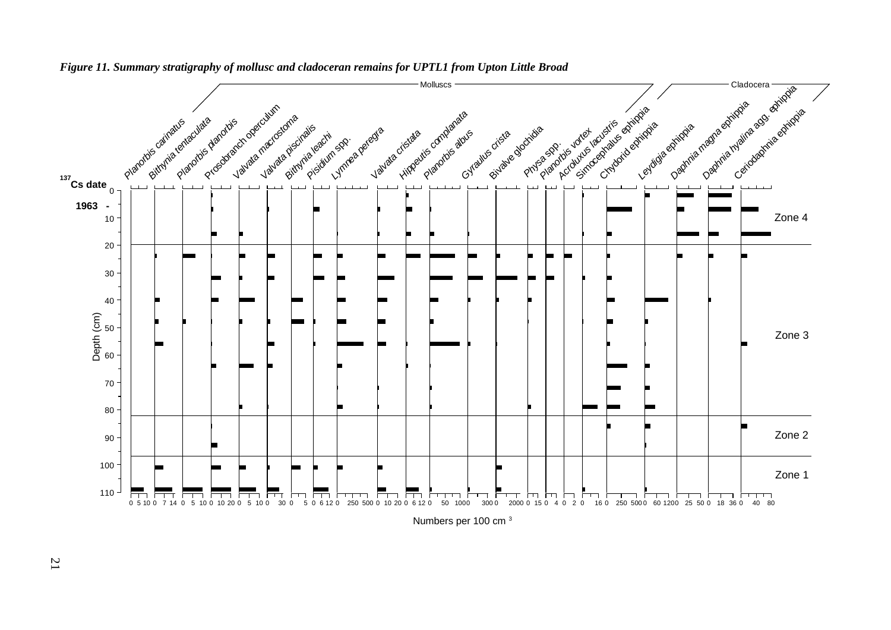*Figure 11. Summary stratigraphy of mollusc and cladoceran remains for UPTL1 from Upton Little Broad*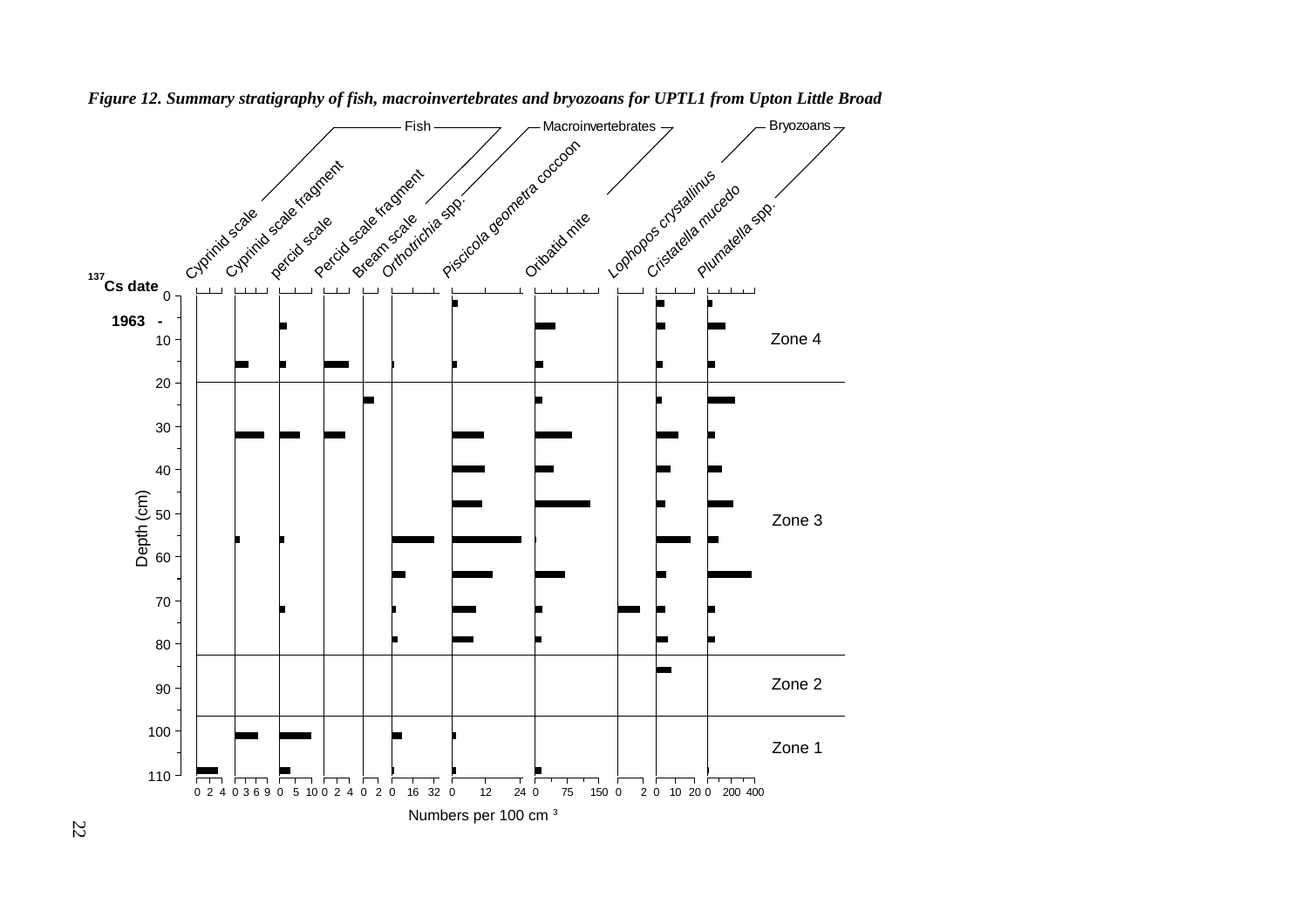*Figure 12. Summary stratigraphy of fish, macroinvertebrates and bryozoans for UPTL1 from Upton Little Broad*

Fish — Macroinvertebrates — Bryozoans

Cyprinid scale, Cyprinid scale fragment, percid scale, Percid scale fragment, Bream scale, *Orthotrichia* spp., *Piscicola geometra* coccoon, Oribatid mite, *Lophopos crystallinus*, *Cristatella mucedo*, *Plumatella* spp.

$^{137}$Cs date

1963 -

Depth (cm)

Zone 4

Zone 3

Zone 2

Zone 1

Numbers per 100 cm $^3$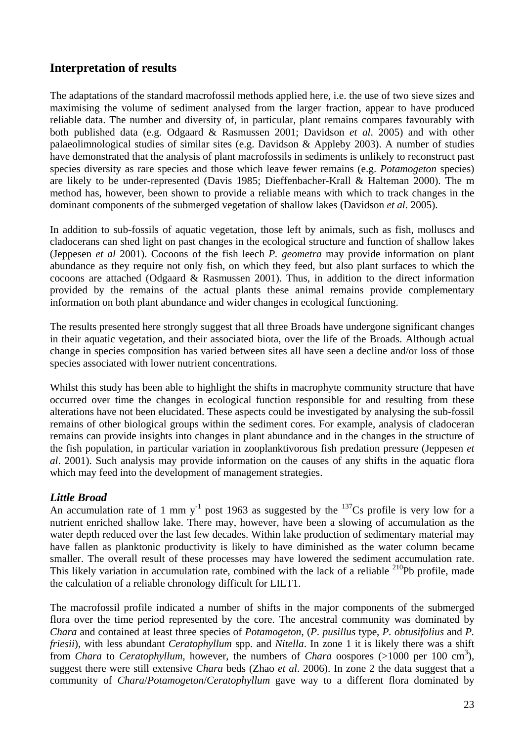## Interpretation of results

The adaptations of the standard macrofossil methods applied here, i.e. the use of two sieve sizes and maximising the volume of sediment analysed from the larger fraction, appear to have produced reliable data. The number and diversity of, in particular, plant remains compares favourably with both published data (e.g. Odgaard & Rasmussen 2001; Davidson *et al*. 2005) and with other palaeolimnological studies of similar sites (e.g. Davidson & Appleby 2003). A number of studies have demonstrated that the analysis of plant macrofossils in sediments is unlikely to reconstruct past species diversity as rare species and those which leave fewer remains (e.g. *Potamogeton* species) are likely to be under-represented (Davis 1985; Dieffenbacher-Krall & Halteman 2000). The m method has, however, been shown to provide a reliable means with which to track changes in the dominant components of the submerged vegetation of shallow lakes (Davidson *et al*. 2005).

In addition to sub-fossils of aquatic vegetation, those left by animals, such as fish, molluscs and cladocerans can shed light on past changes in the ecological structure and function of shallow lakes (Jeppesen *et al* 2001). Cocoons of the fish leech *P. geometra* may provide information on plant abundance as they require not only fish, on which they feed, but also plant surfaces to which the cocoons are attached (Odgaard & Rasmussen 2001). Thus, in addition to the direct information provided by the remains of the actual plants these animal remains provide complementary information on both plant abundance and wider changes in ecological functioning.

The results presented here strongly suggest that all three Broads have undergone significant changes in their aquatic vegetation, and their associated biota, over the life of the Broads. Although actual change in species composition has varied between sites all have seen a decline and/or loss of those species associated with lower nutrient concentrations.

Whilst this study has been able to highlight the shifts in macrophyte community structure that have occurred over time the changes in ecological function responsible for and resulting from these alterations have not been elucidated. These aspects could be investigated by analysing the sub-fossil remains of other biological groups within the sediment cores. For example, analysis of cladoceran remains can provide insights into changes in plant abundance and in the changes in the structure of the fish population, in particular variation in zooplanktivorous fish predation pressure (Jeppesen *et al*. 2001). Such analysis may provide information on the causes of any shifts in the aquatic flora which may feed into the development of management strategies.

### *Little Broad*

An accumulation rate of 1 mm $y^{-1}$ post 1963 as suggested by the $^{137}Cs$ profile is very low for a nutrient enriched shallow lake. There may, however, have been a slowing of accumulation as the water depth reduced over the last few decades. Within lake production of sedimentary material may have fallen as planktonic productivity is likely to have diminished as the water column became smaller. The overall result of these processes may have lowered the sediment accumulation rate. This likely variation in accumulation rate, combined with the lack of a reliable $^{210}Pb$ profile, made the calculation of a reliable chronology difficult for LILT1.

The macrofossil profile indicated a number of shifts in the major components of the submerged flora over the time period represented by the core. The ancestral community was dominated by *Chara* and contained at least three species of *Potamogeton*, (*P. pusillus* type, *P. obtusifolius* and *P. friesii*), with less abundant *Ceratophyllum* spp. and *Nitella*. In zone 1 it is likely there was a shift from *Chara* to *Ceratophyllum*, however, the numbers of *Chara* oospores (>1000 per 100 $cm^3$), suggest there were still extensive *Chara* beds (Zhao *et al*. 2006). In zone 2 the data suggest that a community of *Chara*/*Potamogeton*/*Ceratophyllum* gave way to a different flora dominated by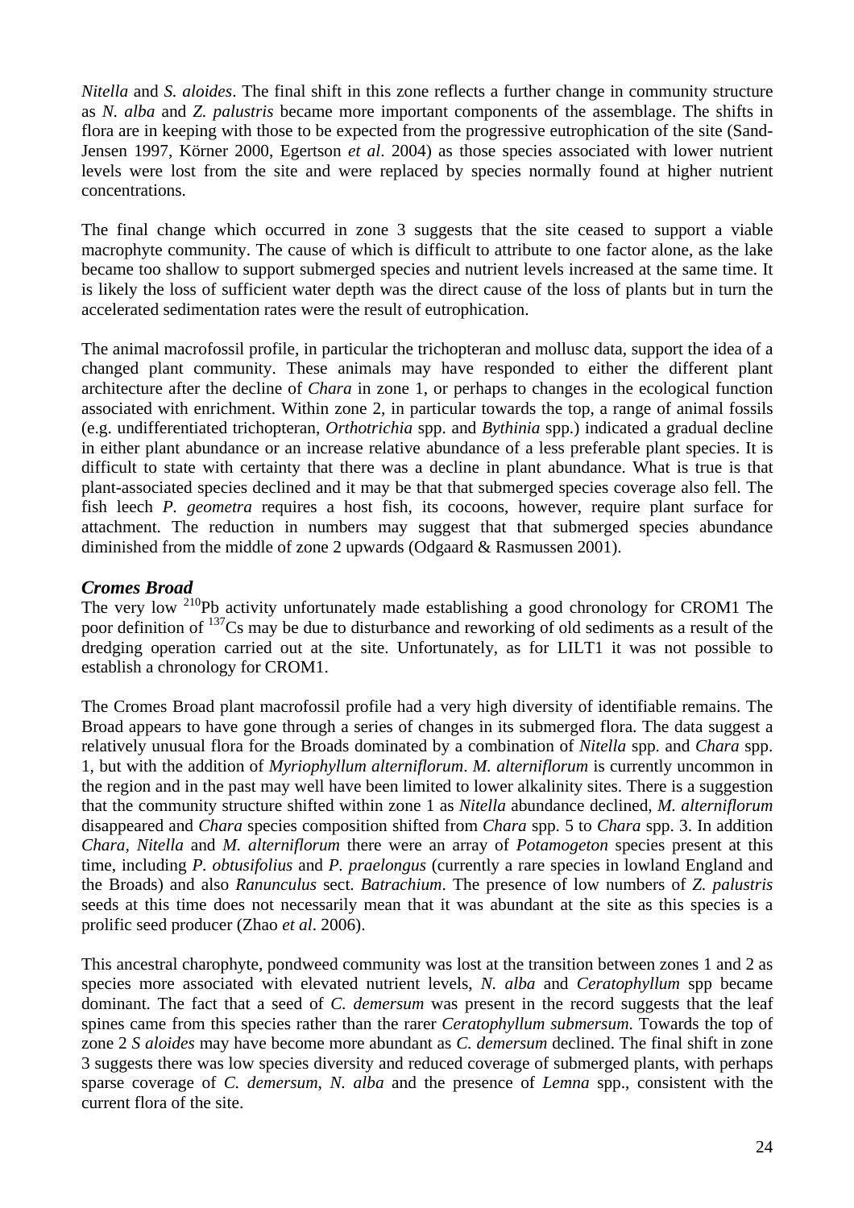*Nitella* and *S. aloides*. The final shift in this zone reflects a further change in community structure as *N. alba* and *Z. palustris* became more important components of the assemblage. The shifts in flora are in keeping with those to be expected from the progressive eutrophication of the site (Sand-Jensen 1997, Körner 2000, Egertson *et al*. 2004) as those species associated with lower nutrient levels were lost from the site and were replaced by species normally found at higher nutrient concentrations.

The final change which occurred in zone 3 suggests that the site ceased to support a viable macrophyte community. The cause of which is difficult to attribute to one factor alone, as the lake became too shallow to support submerged species and nutrient levels increased at the same time. It is likely the loss of sufficient water depth was the direct cause of the loss of plants but in turn the accelerated sedimentation rates were the result of eutrophication.

The animal macrofossil profile, in particular the trichopteran and mollusc data, support the idea of a changed plant community. These animals may have responded to either the different plant architecture after the decline of *Chara* in zone 1, or perhaps to changes in the ecological function associated with enrichment. Within zone 2, in particular towards the top, a range of animal fossils (e.g. undifferentiated trichopteran, *Orthotrichia* spp. and *Bythinia* spp.) indicated a gradual decline in either plant abundance or an increase relative abundance of a less preferable plant species. It is difficult to state with certainty that there was a decline in plant abundance. What is true is that plant-associated species declined and it may be that that submerged species coverage also fell. The fish leech *P. geometra* requires a host fish, its cocoons, however, require plant surface for attachment. The reduction in numbers may suggest that that submerged species abundance diminished from the middle of zone 2 upwards (Odgaard & Rasmussen 2001).

### *Cromes Broad*

The very low $^{210}$Pb activity unfortunately made establishing a good chronology for CROM1 The poor definition of $^{137}$Cs may be due to disturbance and reworking of old sediments as a result of the dredging operation carried out at the site. Unfortunately, as for LILT1 it was not possible to establish a chronology for CROM1.

The Cromes Broad plant macrofossil profile had a very high diversity of identifiable remains. The Broad appears to have gone through a series of changes in its submerged flora. The data suggest a relatively unusual flora for the Broads dominated by a combination of *Nitella* spp. and *Chara* spp. 1, but with the addition of *Myriophyllum alterniflorum*. *M. alterniflorum* is currently uncommon in the region and in the past may well have been limited to lower alkalinity sites. There is a suggestion that the community structure shifted within zone 1 as *Nitella* abundance declined, *M. alterniflorum* disappeared and *Chara* species composition shifted from *Chara* spp. 5 to *Chara* spp. 3. In addition *Chara*, *Nitella* and *M. alterniflorum* there were an array of *Potamogeton* species present at this time, including *P. obtusifolius* and *P. praelongus* (currently a rare species in lowland England and the Broads) and also *Ranunculus* sect. *Batrachium*. The presence of low numbers of *Z. palustris* seeds at this time does not necessarily mean that it was abundant at the site as this species is a prolific seed producer (Zhao *et al*. 2006).

This ancestral charophyte, pondweed community was lost at the transition between zones 1 and 2 as species more associated with elevated nutrient levels, *N. alba* and *Ceratophyllum* spp became dominant. The fact that a seed of *C. demersum* was present in the record suggests that the leaf spines came from this species rather than the rarer *Ceratophyllum submersum*. Towards the top of zone 2 *S aloides* may have become more abundant as *C. demersum* declined. The final shift in zone 3 suggests there was low species diversity and reduced coverage of submerged plants, with perhaps sparse coverage of *C. demersum*, *N. alba* and the presence of *Lemna* spp., consistent with the current flora of the site.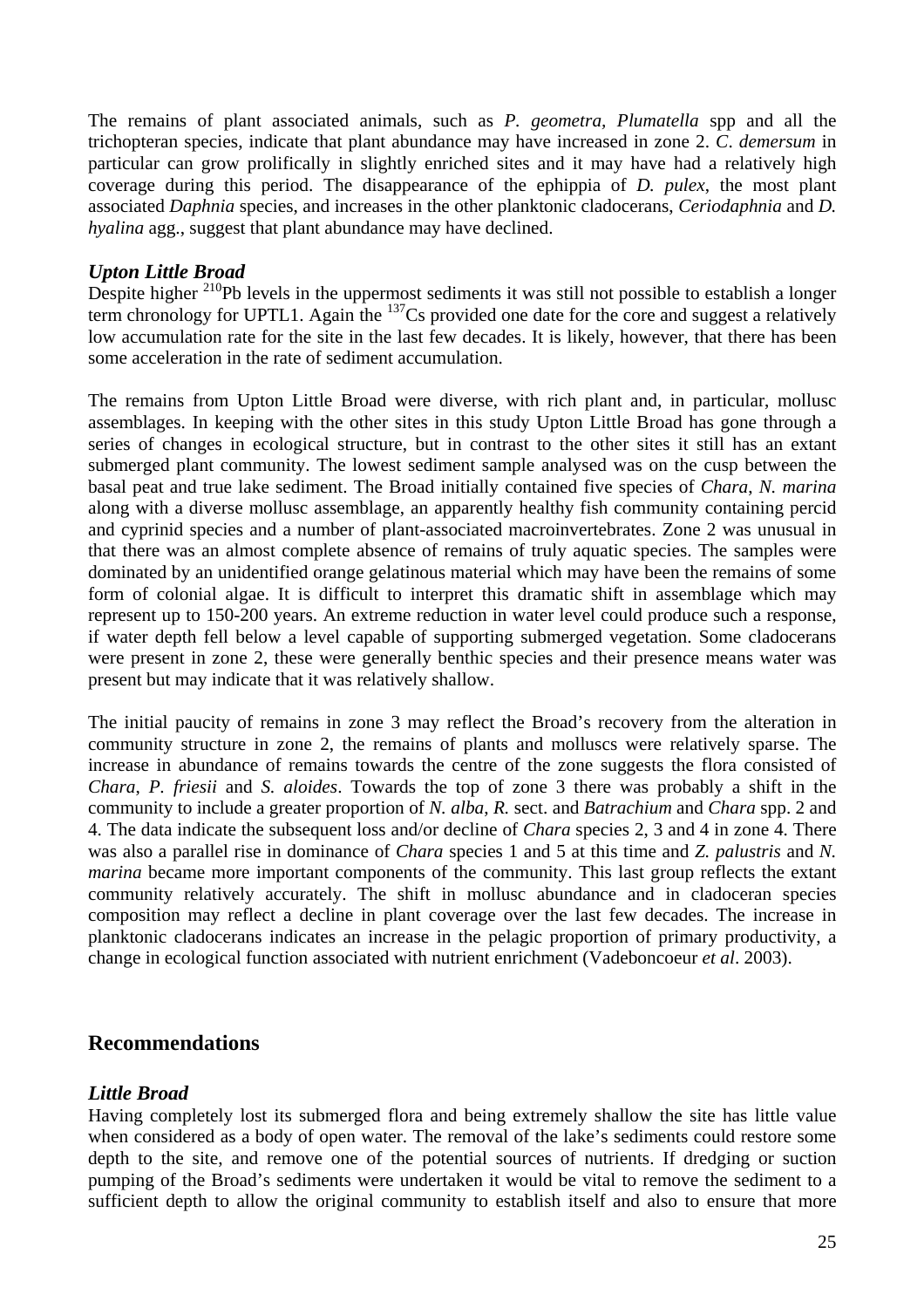The remains of plant associated animals, such as *P. geometra, Plumatella* spp and all the trichopteran species, indicate that plant abundance may have increased in zone 2. *C. demersum* in particular can grow prolifically in slightly enriched sites and it may have had a relatively high coverage during this period. The disappearance of the ephippia of *D. pulex*, the most plant associated *Daphnia* species, and increases in the other planktonic cladocerans, *Ceriodaphnia* and *D. hyalina* agg., suggest that plant abundance may have declined.

### *Upton Little Broad*

Despite higher $^{210}$Pb levels in the uppermost sediments it was still not possible to establish a longer term chronology for UPTL1. Again the $^{137}$Cs provided one date for the core and suggest a relatively low accumulation rate for the site in the last few decades. It is likely, however, that there has been some acceleration in the rate of sediment accumulation.

The remains from Upton Little Broad were diverse, with rich plant and, in particular, mollusc assemblages. In keeping with the other sites in this study Upton Little Broad has gone through a series of changes in ecological structure, but in contrast to the other sites it still has an extant submerged plant community. The lowest sediment sample analysed was on the cusp between the basal peat and true lake sediment. The Broad initially contained five species of *Chara*, *N. marina* along with a diverse mollusc assemblage, an apparently healthy fish community containing percid and cyprinid species and a number of plant-associated macroinvertebrates. Zone 2 was unusual in that there was an almost complete absence of remains of truly aquatic species. The samples were dominated by an unidentified orange gelatinous material which may have been the remains of some form of colonial algae. It is difficult to interpret this dramatic shift in assemblage which may represent up to 150-200 years. An extreme reduction in water level could produce such a response, if water depth fell below a level capable of supporting submerged vegetation. Some cladocerans were present in zone 2, these were generally benthic species and their presence means water was present but may indicate that it was relatively shallow.

The initial paucity of remains in zone 3 may reflect the Broad's recovery from the alteration in community structure in zone 2, the remains of plants and molluscs were relatively sparse. The increase in abundance of remains towards the centre of the zone suggests the flora consisted of *Chara*, *P. friesii* and *S. aloides*. Towards the top of zone 3 there was probably a shift in the community to include a greater proportion of *N. alba*, *R.* sect. and *Batrachium* and *Chara* spp. 2 and 4. The data indicate the subsequent loss and/or decline of *Chara* species 2, 3 and 4 in zone 4. There was also a parallel rise in dominance of *Chara* species 1 and 5 at this time and *Z. palustris* and *N. marina* became more important components of the community. This last group reflects the extant community relatively accurately. The shift in mollusc abundance and in cladoceran species composition may reflect a decline in plant coverage over the last few decades. The increase in planktonic cladocerans indicates an increase in the pelagic proportion of primary productivity, a change in ecological function associated with nutrient enrichment (Vadeboncoeur *et al*. 2003).

## Recommendations

### *Little Broad*

Having completely lost its submerged flora and being extremely shallow the site has little value when considered as a body of open water. The removal of the lake's sediments could restore some depth to the site, and remove one of the potential sources of nutrients. If dredging or suction pumping of the Broad's sediments were undertaken it would be vital to remove the sediment to a sufficient depth to allow the original community to establish itself and also to ensure that more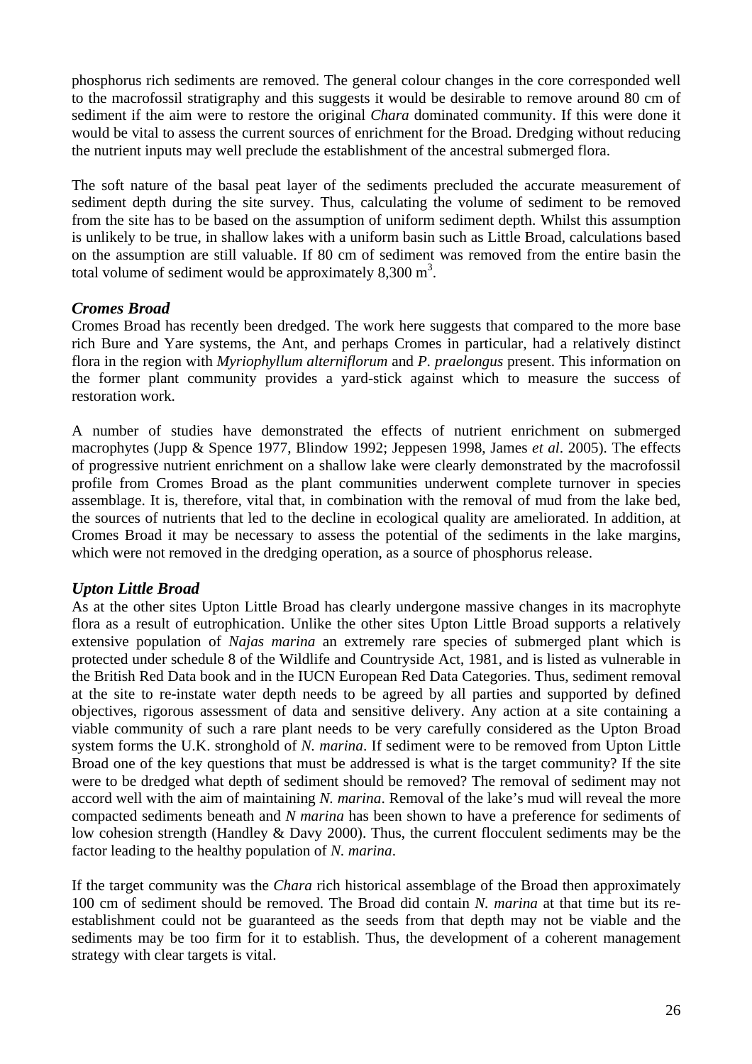phosphorus rich sediments are removed. The general colour changes in the core corresponded well to the macrofossil stratigraphy and this suggests it would be desirable to remove around 80 cm of sediment if the aim were to restore the original *Chara* dominated community. If this were done it would be vital to assess the current sources of enrichment for the Broad. Dredging without reducing the nutrient inputs may well preclude the establishment of the ancestral submerged flora.

The soft nature of the basal peat layer of the sediments precluded the accurate measurement of sediment depth during the site survey. Thus, calculating the volume of sediment to be removed from the site has to be based on the assumption of uniform sediment depth. Whilst this assumption is unlikely to be true, in shallow lakes with a uniform basin such as Little Broad, calculations based on the assumption are still valuable. If 80 cm of sediment was removed from the entire basin the total volume of sediment would be approximately 8,300 $m^3$.

### *Cromes Broad*

Cromes Broad has recently been dredged. The work here suggests that compared to the more base rich Bure and Yare systems, the Ant, and perhaps Cromes in particular, had a relatively distinct flora in the region with *Myriophyllum alterniflorum* and *P. praelongus* present. This information on the former plant community provides a yard-stick against which to measure the success of restoration work.

A number of studies have demonstrated the effects of nutrient enrichment on submerged macrophytes (Jupp & Spence 1977, Blindow 1992; Jeppesen 1998, James *et al*. 2005). The effects of progressive nutrient enrichment on a shallow lake were clearly demonstrated by the macrofossil profile from Cromes Broad as the plant communities underwent complete turnover in species assemblage. It is, therefore, vital that, in combination with the removal of mud from the lake bed, the sources of nutrients that led to the decline in ecological quality are ameliorated. In addition, at Cromes Broad it may be necessary to assess the potential of the sediments in the lake margins, which were not removed in the dredging operation, as a source of phosphorus release.

### *Upton Little Broad*

As at the other sites Upton Little Broad has clearly undergone massive changes in its macrophyte flora as a result of eutrophication. Unlike the other sites Upton Little Broad supports a relatively extensive population of *Najas marina* an extremely rare species of submerged plant which is protected under schedule 8 of the Wildlife and Countryside Act, 1981, and is listed as vulnerable in the British Red Data book and in the IUCN European Red Data Categories. Thus, sediment removal at the site to re-instate water depth needs to be agreed by all parties and supported by defined objectives, rigorous assessment of data and sensitive delivery. Any action at a site containing a viable community of such a rare plant needs to be very carefully considered as the Upton Broad system forms the U.K. stronghold of *N. marina*. If sediment were to be removed from Upton Little Broad one of the key questions that must be addressed is what is the target community? If the site were to be dredged what depth of sediment should be removed? The removal of sediment may not accord well with the aim of maintaining *N. marina*. Removal of the lake's mud will reveal the more compacted sediments beneath and *N marina* has been shown to have a preference for sediments of low cohesion strength (Handley & Davy 2000). Thus, the current flocculent sediments may be the factor leading to the healthy population of *N. marina*.

If the target community was the *Chara* rich historical assemblage of the Broad then approximately 100 cm of sediment should be removed. The Broad did contain *N. marina* at that time but its re-establishment could not be guaranteed as the seeds from that depth may not be viable and the sediments may be too firm for it to establish. Thus, the development of a coherent management strategy with clear targets is vital.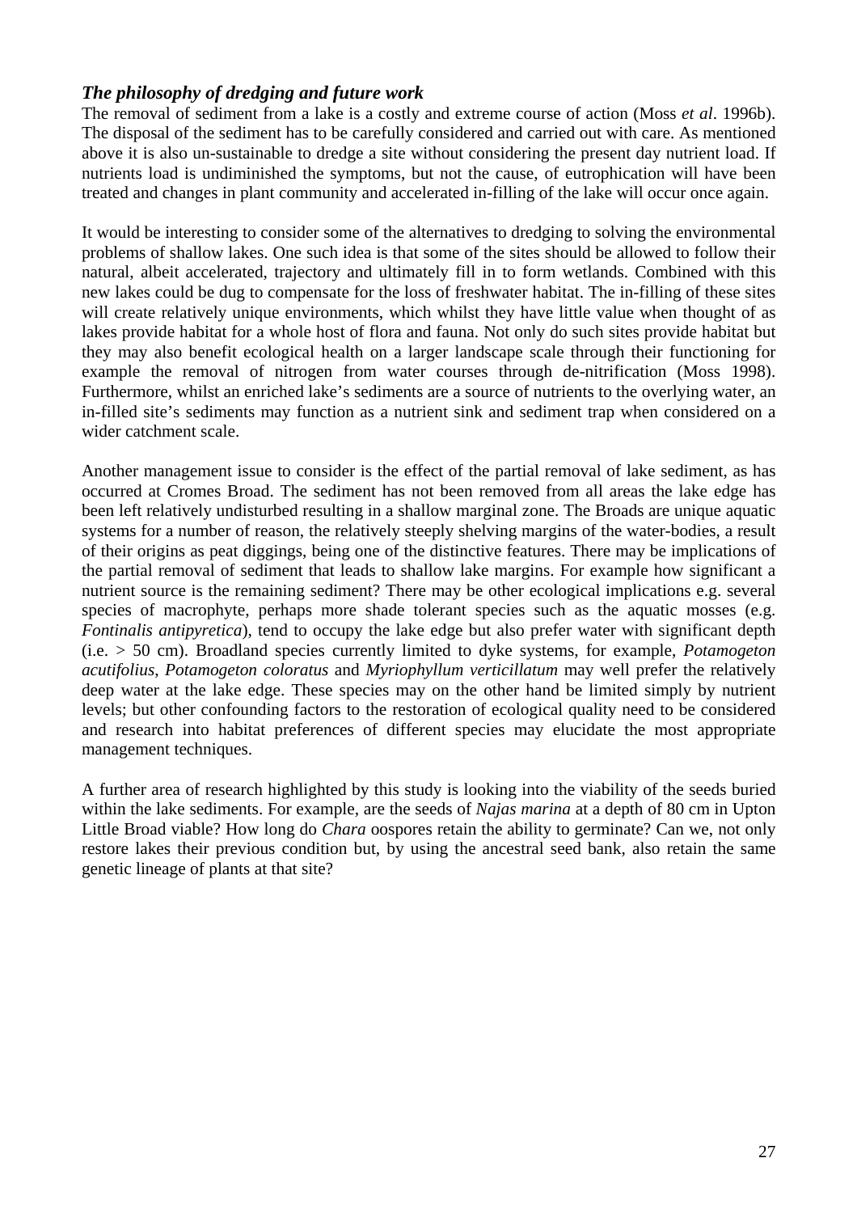### *The philosophy of dredging and future work*

The removal of sediment from a lake is a costly and extreme course of action (Moss *et al*. 1996b). The disposal of the sediment has to be carefully considered and carried out with care. As mentioned above it is also un-sustainable to dredge a site without considering the present day nutrient load. If nutrients load is undiminished the symptoms, but not the cause, of eutrophication will have been treated and changes in plant community and accelerated in-filling of the lake will occur once again.

It would be interesting to consider some of the alternatives to dredging to solving the environmental problems of shallow lakes. One such idea is that some of the sites should be allowed to follow their natural, albeit accelerated, trajectory and ultimately fill in to form wetlands. Combined with this new lakes could be dug to compensate for the loss of freshwater habitat. The in-filling of these sites will create relatively unique environments, which whilst they have little value when thought of as lakes provide habitat for a whole host of flora and fauna. Not only do such sites provide habitat but they may also benefit ecological health on a larger landscape scale through their functioning for example the removal of nitrogen from water courses through de-nitrification (Moss 1998). Furthermore, whilst an enriched lake's sediments are a source of nutrients to the overlying water, an in-filled site's sediments may function as a nutrient sink and sediment trap when considered on a wider catchment scale.

Another management issue to consider is the effect of the partial removal of lake sediment, as has occurred at Cromes Broad. The sediment has not been removed from all areas the lake edge has been left relatively undisturbed resulting in a shallow marginal zone. The Broads are unique aquatic systems for a number of reason, the relatively steeply shelving margins of the water-bodies, a result of their origins as peat diggings, being one of the distinctive features. There may be implications of the partial removal of sediment that leads to shallow lake margins. For example how significant a nutrient source is the remaining sediment? There may be other ecological implications e.g. several species of macrophyte, perhaps more shade tolerant species such as the aquatic mosses (e.g. *Fontinalis antipyretica*), tend to occupy the lake edge but also prefer water with significant depth (i.e. > 50 cm). Broadland species currently limited to dyke systems, for example, *Potamogeton acutifolius*, *Potamogeton coloratus* and *Myriophyllum verticillatum* may well prefer the relatively deep water at the lake edge. These species may on the other hand be limited simply by nutrient levels; but other confounding factors to the restoration of ecological quality need to be considered and research into habitat preferences of different species may elucidate the most appropriate management techniques.

A further area of research highlighted by this study is looking into the viability of the seeds buried within the lake sediments. For example, are the seeds of *Najas marina* at a depth of 80 cm in Upton Little Broad viable? How long do *Chara* oospores retain the ability to germinate? Can we, not only restore lakes their previous condition but, by using the ancestral seed bank, also retain the same genetic lineage of plants at that site?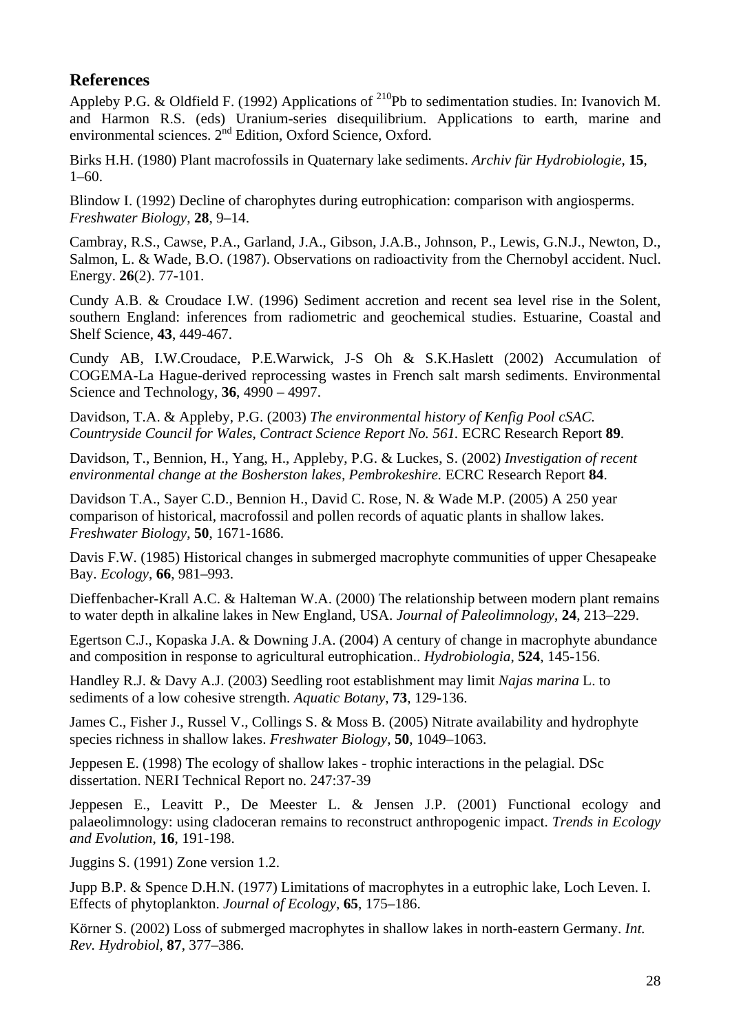## References

Appleby P.G. & Oldfield F. (1992) Applications of $^{210}$Pb to sedimentation studies. In: Ivanovich M. and Harmon R.S. (eds) Uranium-series disequilibrium. Applications to earth, marine and environmental sciences. 2nd Edition, Oxford Science, Oxford.

Birks H.H. (1980) Plant macrofossils in Quaternary lake sediments. *Archiv für Hydrobiologie*, **15**, 1–60.

Blindow I. (1992) Decline of charophytes during eutrophication: comparison with angiosperms. *Freshwater Biology*, **28**, 9–14.

Cambray, R.S., Cawse, P.A., Garland, J.A., Gibson, J.A.B., Johnson, P., Lewis, G.N.J., Newton, D., Salmon, L. & Wade, B.O. (1987). Observations on radioactivity from the Chernobyl accident. Nucl. Energy. **26**(2). 77-101.

Cundy A.B. & Croudace I.W. (1996) Sediment accretion and recent sea level rise in the Solent, southern England: inferences from radiometric and geochemical studies. Estuarine, Coastal and Shelf Science, **43**, 449-467.

Cundy AB, I.W.Croudace, P.E.Warwick, J-S Oh & S.K.Haslett (2002) Accumulation of COGEMA-La Hague-derived reprocessing wastes in French salt marsh sediments. Environmental Science and Technology, **36**, 4990 – 4997.

Davidson, T.A. & Appleby, P.G. (2003) *The environmental history of Kenfig Pool cSAC. Countryside Council for Wales, Contract Science Report No. 561.* ECRC Research Report **89**.

Davidson, T., Bennion, H., Yang, H., Appleby, P.G. & Luckes, S. (2002) *Investigation of recent environmental change at the Bosherston lakes, Pembrokeshire.* ECRC Research Report **84**.

Davidson T.A., Sayer C.D., Bennion H., David C. Rose, N. & Wade M.P. (2005) A 250 year comparison of historical, macrofossil and pollen records of aquatic plants in shallow lakes. *Freshwater Biology*, **50**, 1671-1686.

Davis F.W. (1985) Historical changes in submerged macrophyte communities of upper Chesapeake Bay. *Ecology*, **66**, 981–993.

Dieffenbacher-Krall A.C. & Halteman W.A. (2000) The relationship between modern plant remains to water depth in alkaline lakes in New England, USA. *Journal of Paleolimnology*, **24**, 213–229.

Egertson C.J., Kopaska J.A. & Downing J.A. (2004) A century of change in macrophyte abundance and composition in response to agricultural eutrophication.. *Hydrobiologia*, **524**, 145-156.

Handley R.J. & Davy A.J. (2003) Seedling root establishment may limit *Najas marina* L. to sediments of a low cohesive strength. *Aquatic Botany*, **73**, 129-136.

James C., Fisher J., Russel V., Collings S. & Moss B. (2005) Nitrate availability and hydrophyte species richness in shallow lakes. *Freshwater Biology*, **50**, 1049–1063.

Jeppesen E. (1998) The ecology of shallow lakes - trophic interactions in the pelagial. DSc dissertation. NERI Technical Report no. 247:37-39

Jeppesen E., Leavitt P., De Meester L. & Jensen J.P. (2001) Functional ecology and palaeolimnology: using cladoceran remains to reconstruct anthropogenic impact. *Trends in Ecology and Evolution*, **16**, 191-198.

Juggins S. (1991) Zone version 1.2.

Jupp B.P. & Spence D.H.N. (1977) Limitations of macrophytes in a eutrophic lake, Loch Leven. I. Effects of phytoplankton. *Journal of Ecology*, **65**, 175–186.

Körner S. (2002) Loss of submerged macrophytes in shallow lakes in north-eastern Germany. *Int. Rev. Hydrobiol*, **87**, 377–386.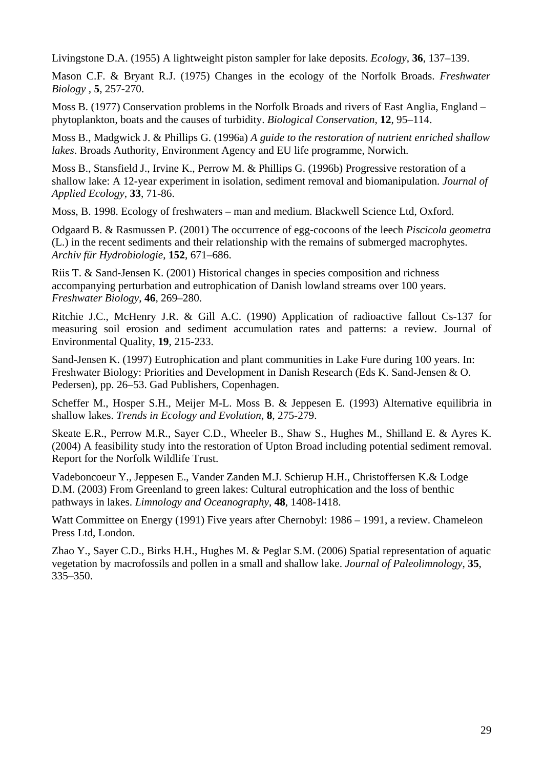Livingstone D.A. (1955) A lightweight piston sampler for lake deposits. *Ecology*, **36**, 137–139.

Mason C.F. & Bryant R.J. (1975) Changes in the ecology of the Norfolk Broads. *Freshwater Biology* , **5**, 257-270.

Moss B. (1977) Conservation problems in the Norfolk Broads and rivers of East Anglia, England – phytoplankton, boats and the causes of turbidity. *Biological Conservation*, **12**, 95–114.

Moss B., Madgwick J. & Phillips G. (1996a) *A guide to the restoration of nutrient enriched shallow lakes*. Broads Authority, Environment Agency and EU life programme, Norwich.

Moss B., Stansfield J., Irvine K., Perrow M. & Phillips G. (1996b) Progressive restoration of a shallow lake: A 12-year experiment in isolation, sediment removal and biomanipulation. *Journal of Applied Ecology*, **33**, 71-86.

Moss, B. 1998. Ecology of freshwaters – man and medium. Blackwell Science Ltd, Oxford.

Odgaard B. & Rasmussen P. (2001) The occurrence of egg-cocoons of the leech *Piscicola geometra* (L.) in the recent sediments and their relationship with the remains of submerged macrophytes. *Archiv für Hydrobiologie*, **152**, 671–686.

Riis T. & Sand-Jensen K. (2001) Historical changes in species composition and richness accompanying perturbation and eutrophication of Danish lowland streams over 100 years. *Freshwater Biology*, **46**, 269–280.

Ritchie J.C., McHenry J.R. & Gill A.C. (1990) Application of radioactive fallout Cs-137 for measuring soil erosion and sediment accumulation rates and patterns: a review. Journal of Environmental Quality, **19**, 215-233.

Sand-Jensen K. (1997) Eutrophication and plant communities in Lake Fure during 100 years. In: Freshwater Biology: Priorities and Development in Danish Research (Eds K. Sand-Jensen & O. Pedersen), pp. 26–53. Gad Publishers, Copenhagen.

Scheffer M., Hosper S.H., Meijer M-L. Moss B. & Jeppesen E. (1993) Alternative equilibria in shallow lakes. *Trends in Ecology and Evolution*, **8**, 275-279.

Skeate E.R., Perrow M.R., Sayer C.D., Wheeler B., Shaw S., Hughes M., Shilland E. & Ayres K. (2004) A feasibility study into the restoration of Upton Broad including potential sediment removal. Report for the Norfolk Wildlife Trust.

Vadeboncoeur Y., Jeppesen E., Vander Zanden M.J. Schierup H.H., Christoffersen K.& Lodge D.M. (2003) From Greenland to green lakes: Cultural eutrophication and the loss of benthic pathways in lakes. *Limnology and Oceanography*, **48**, 1408-1418.

Watt Committee on Energy (1991) Five years after Chernobyl: 1986 – 1991, a review. Chameleon Press Ltd, London.

Zhao Y., Sayer C.D., Birks H.H., Hughes M. & Peglar S.M. (2006) Spatial representation of aquatic vegetation by macrofossils and pollen in a small and shallow lake. *Journal of Paleolimnology*, **35**, 335–350.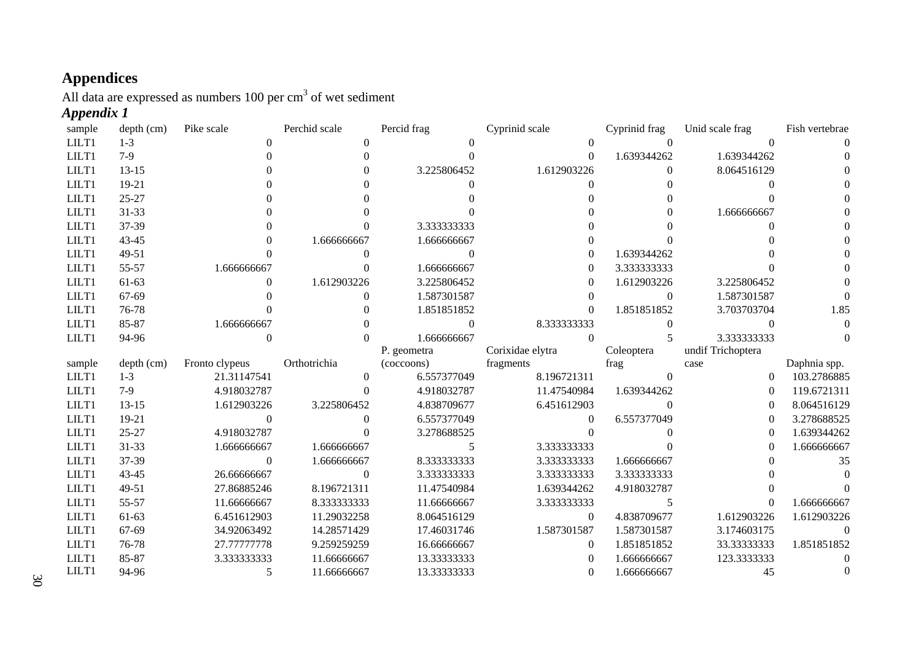# Appendices

All data are expressed as numbers 100 per $cm^3$ of wet sediment

***Appendix 1***

| sample | depth (cm) | Pike scale | Perchid scale | Percid frag | Cyprinid scale | Cyprinid frag | Unid scale frag | Fish vertebrae |
|---|---|---|---|---|---|---|---|---|
| LILT1 | 1-3 | 0 | 0 | 0 | 0 | 0 | 0 | 0 |
| LILT1 | 7-9 | 0 | 0 | 0 | 0 | 1.639344262 | 1.639344262 | 0 |
| LILT1 | 13-15 | 0 | 0 | 3.225806452 | 1.612903226 | 0 | 8.064516129 | 0 |
| LILT1 | 19-21 | 0 | 0 | 0 | 0 | 0 | 0 | 0 |
| LILT1 | 25-27 | 0 | 0 | 0 | 0 | 0 | 0 | 0 |
| LILT1 | 31-33 | 0 | 0 | 0 | 0 | 0 | 1.666666667 | 0 |
| LILT1 | 37-39 | 0 | 0 | 3.333333333 | 0 | 0 | 0 | 0 |
| LILT1 | 43-45 | 0 | 1.666666667 | 1.666666667 | 0 | 0 | 0 | 0 |
| LILT1 | 49-51 | 0 | 0 | 0 | 0 | 1.639344262 | 0 | 0 |
| LILT1 | 55-57 | 1.666666667 | 0 | 1.666666667 | 0 | 3.333333333 | 0 | 0 |
| LILT1 | 61-63 | 0 | 1.612903226 | 3.225806452 | 0 | 1.612903226 | 3.225806452 | 0 |
| LILT1 | 67-69 | 0 | 0 | 1.587301587 | 0 | 0 | 1.587301587 | 0 |
| LILT1 | 76-78 | 0 | 0 | 1.851851852 | 0 | 1.851851852 | 3.703703704 | 1.85 |
| LILT1 | 85-87 | 1.666666667 | 0 | 0 | 8.333333333 | 0 | 0 | 0 |
| LILT1 | 94-96 | 0 | 0 | 1.666666667 | 0 | 5 | 3.333333333 | 0 |

| sample | depth (cm) | Fronto clypeus | Orthotrichia | P. geometra (coccoons) | Corixidae elytra fragments | Coleoptera frag | undif Trichoptera case | Daphnia spp. |
|---|---|---|---|---|---|---|---|---|
| LILT1 | 1-3 | 21.31147541 | 0 | 6.557377049 | 8.196721311 | 0 | 0 | 103.2786885 |
| LILT1 | 7-9 | 4.918032787 | 0 | 4.918032787 | 11.47540984 | 1.639344262 | 0 | 119.6721311 |
| LILT1 | 13-15 | 1.612903226 | 3.225806452 | 4.838709677 | 6.451612903 | 0 | 0 | 8.064516129 |
| LILT1 | 19-21 | 0 | 0 | 6.557377049 | 0 | 6.557377049 | 0 | 3.278688525 |
| LILT1 | 25-27 | 4.918032787 | 0 | 3.278688525 | 0 | 0 | 0 | 1.639344262 |
| LILT1 | 31-33 | 1.666666667 | 1.666666667 | 5 | 3.333333333 | 0 | 0 | 1.666666667 |
| LILT1 | 37-39 | 0 | 1.666666667 | 8.333333333 | 3.333333333 | 1.666666667 | 0 | 35 |
| LILT1 | 43-45 | 26.66666667 | 0 | 3.333333333 | 3.333333333 | 3.333333333 | 0 | 0 |
| LILT1 | 49-51 | 27.86885246 | 8.196721311 | 11.47540984 | 1.639344262 | 4.918032787 | 0 | 0 |
| LILT1 | 55-57 | 11.66666667 | 8.333333333 | 11.66666667 | 3.333333333 | 5 | 0 | 1.666666667 |
| LILT1 | 61-63 | 6.451612903 | 11.29032258 | 8.064516129 | 0 | 4.838709677 | 1.612903226 | 1.612903226 |
| LILT1 | 67-69 | 34.92063492 | 14.28571429 | 17.46031746 | 1.587301587 | 1.587301587 | 3.174603175 | 0 |
| LILT1 | 76-78 | 27.77777778 | 9.259259259 | 16.66666667 | 0 | 1.851851852 | 33.33333333 | 1.851851852 |
| LILT1 | 85-87 | 3.333333333 | 11.66666667 | 13.33333333 | 0 | 1.666666667 | 123.3333333 | 0 |
| LILT1 | 94-96 | 5 | 11.66666667 | 13.33333333 | 0 | 1.666666667 | 45 | 0 |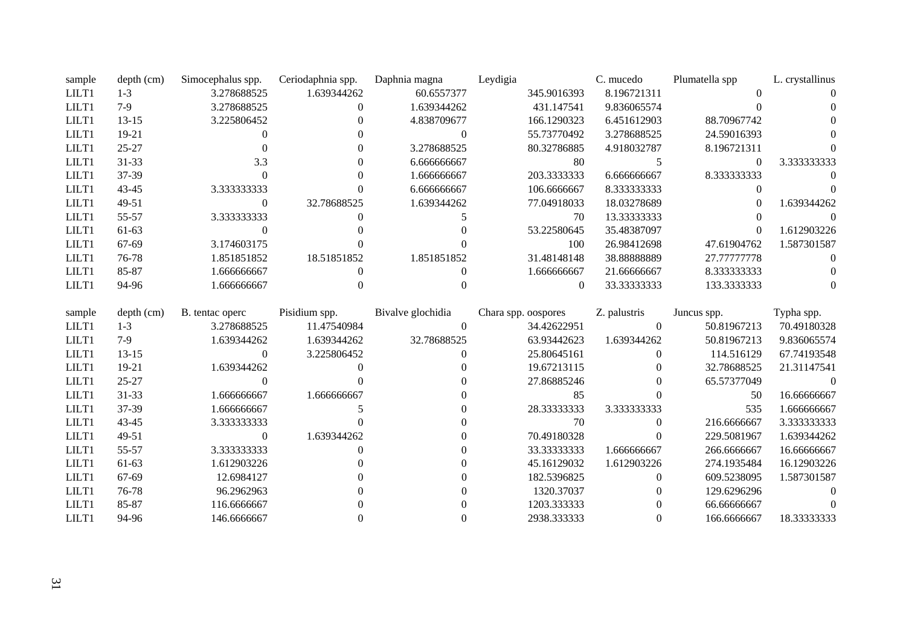| sample | depth (cm) | Simocephalus spp. | Ceriodaphnia spp. | Daphnia magna | Leydigia | C. mucedo | Plumatella spp | L. crystallinus |
|---|---|---|---|---|---|---|---|---|
| LILT1 | 1-3 | 3.278688525 | 1.639344262 | 60.6557377 | 345.9016393 | 8.196721311 | 0 | 0 |
| LILT1 | 7-9 | 3.278688525 | 0 | 1.639344262 | 431.147541 | 9.836065574 | 0 | 0 |
| LILT1 | 13-15 | 3.225806452 | 0 | 4.838709677 | 166.1290323 | 6.451612903 | 88.70967742 | 0 |
| LILT1 | 19-21 | 0 | 0 | 0 | 55.73770492 | 3.278688525 | 24.59016393 | 0 |
| LILT1 | 25-27 | 0 | 0 | 3.278688525 | 80.32786885 | 4.918032787 | 8.196721311 | 0 |
| LILT1 | 31-33 | 3.3 | 0 | 6.666666667 | 80 | 5 | 0 | 3.333333333 |
| LILT1 | 37-39 | 0 | 0 | 1.666666667 | 203.3333333 | 6.666666667 | 8.333333333 | 0 |
| LILT1 | 43-45 | 3.333333333 | 0 | 6.666666667 | 106.6666667 | 8.333333333 | 0 | 0 |
| LILT1 | 49-51 | 0 | 32.78688525 | 1.639344262 | 77.04918033 | 18.03278689 | 0 | 1.639344262 |
| LILT1 | 55-57 | 3.333333333 | 0 | 5 | 70 | 13.33333333 | 0 | 0 |
| LILT1 | 61-63 | 0 | 0 | 0 | 53.22580645 | 35.48387097 | 0 | 1.612903226 |
| LILT1 | 67-69 | 3.174603175 | 0 | 0 | 100 | 26.98412698 | 47.61904762 | 1.587301587 |
| LILT1 | 76-78 | 1.851851852 | 18.51851852 | 1.851851852 | 31.48148148 | 38.88888889 | 27.77777778 | 0 |
| LILT1 | 85-87 | 1.666666667 | 0 | 0 | 1.666666667 | 21.66666667 | 8.333333333 | 0 |
| LILT1 | 94-96 | 1.666666667 | 0 | 0 | 0 | 33.33333333 | 133.3333333 | 0 |

| sample | depth (cm) | B. tentac operc | Pisidium spp. | Bivalve glochidia | Chara spp. oospores | Z. palustris | Juncus spp. | Typha spp. |
|---|---|---|---|---|---|---|---|---|
| LILT1 | 1-3 | 3.278688525 | 11.47540984 | 0 | 34.42622951 | 0 | 50.81967213 | 70.49180328 |
| LILT1 | 7-9 | 1.639344262 | 1.639344262 | 32.78688525 | 63.93442623 | 1.639344262 | 50.81967213 | 9.836065574 |
| LILT1 | 13-15 | 0 | 3.225806452 | 0 | 25.80645161 | 0 | 114.516129 | 67.74193548 |
| LILT1 | 19-21 | 1.639344262 | 0 | 0 | 19.67213115 | 0 | 32.78688525 | 21.31147541 |
| LILT1 | 25-27 | 0 | 0 | 0 | 27.86885246 | 0 | 65.57377049 | 0 |
| LILT1 | 31-33 | 1.666666667 | 1.666666667 | 0 | 85 | 0 | 50 | 16.66666667 |
| LILT1 | 37-39 | 1.666666667 | 5 | 0 | 28.33333333 | 3.333333333 | 535 | 1.666666667 |
| LILT1 | 43-45 | 3.333333333 | 0 | 0 | 70 | 0 | 216.6666667 | 3.333333333 |
| LILT1 | 49-51 | 0 | 1.639344262 | 0 | 70.49180328 | 0 | 229.5081967 | 1.639344262 |
| LILT1 | 55-57 | 3.333333333 | 0 | 0 | 33.33333333 | 1.666666667 | 266.6666667 | 16.66666667 |
| LILT1 | 61-63 | 1.612903226 | 0 | 0 | 45.16129032 | 1.612903226 | 274.1935484 | 16.12903226 |
| LILT1 | 67-69 | 12.6984127 | 0 | 0 | 182.5396825 | 0 | 609.5238095 | 1.587301587 |
| LILT1 | 76-78 | 96.2962963 | 0 | 0 | 1320.37037 | 0 | 129.6296296 | 0 |
| LILT1 | 85-87 | 116.6666667 | 0 | 0 | 1203.333333 | 0 | 66.66666667 | 0 |
| LILT1 | 94-96 | 146.6666667 | 0 | 0 | 2938.333333 | 0 | 166.6666667 | 18.33333333 |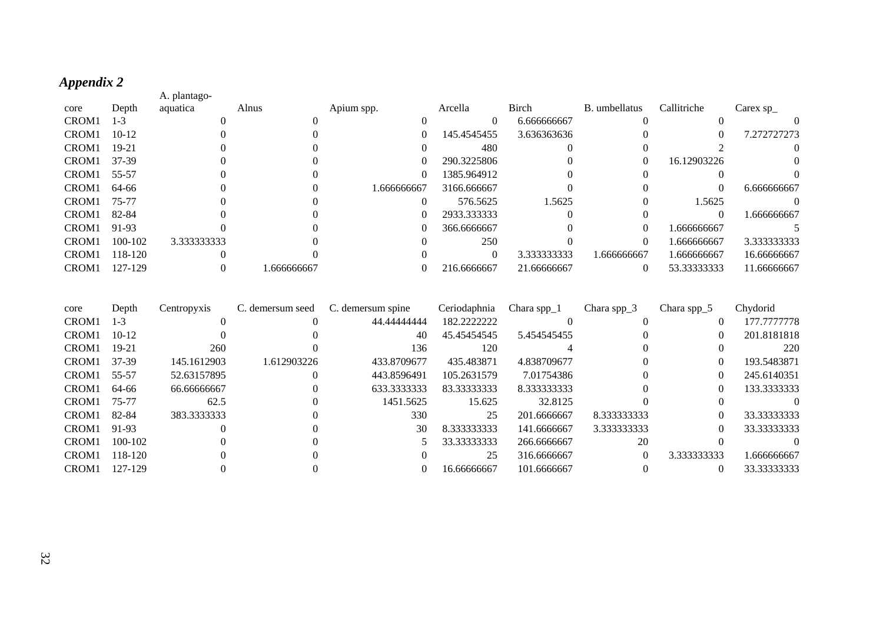## *Appendix 2*

| core | Depth | A. plantago-aquatica | Alnus | Apium spp. | Arcella | Birch | B. umbellatus | Callitriche | Carex sp_ |
|---|---|---|---|---|---|---|---|---|---|
| CROM1 | 1-3 | 0 | 0 | 0 | 0 | 6.666666667 | 0 | 0 | 0 |
| CROM1 | 10-12 | 0 | 0 | 0 | 145.4545455 | 3.636363636 | 0 | 0 | 7.272727273 |
| CROM1 | 19-21 | 0 | 0 | 0 | 480 | 0 | 0 | 2 | 0 |
| CROM1 | 37-39 | 0 | 0 | 0 | 290.3225806 | 0 | 0 | 16.12903226 | 0 |
| CROM1 | 55-57 | 0 | 0 | 0 | 1385.964912 | 0 | 0 | 0 | 0 |
| CROM1 | 64-66 | 0 | 0 | 1.666666667 | 3166.666667 | 0 | 0 | 0 | 6.666666667 |
| CROM1 | 75-77 | 0 | 0 | 0 | 576.5625 | 1.5625 | 0 | 1.5625 | 0 |
| CROM1 | 82-84 | 0 | 0 | 0 | 2933.333333 | 0 | 0 | 0 | 1.666666667 |
| CROM1 | 91-93 | 0 | 0 | 0 | 366.6666667 | 0 | 0 | 1.666666667 | 5 |
| CROM1 | 100-102 | 3.333333333 | 0 | 0 | 250 | 0 | 0 | 1.666666667 | 3.333333333 |
| CROM1 | 118-120 | 0 | 0 | 0 | 0 | 3.333333333 | 1.666666667 | 1.666666667 | 16.66666667 |
| CROM1 | 127-129 | 0 | 1.666666667 | 0 | 216.6666667 | 21.66666667 | 0 | 53.33333333 | 11.66666667 |

| core | Depth | Centropyxis | C. demersum seed | C. demersum spine | Ceriodaphnia | Chara spp_1 | Chara spp_3 | Chara spp_5 | Chydorid |
|---|---|---|---|---|---|---|---|---|---|
| CROM1 | 1-3 | 0 | 0 | 44.44444444 | 182.2222222 | 0 | 0 | 0 | 177.7777778 |
| CROM1 | 10-12 | 0 | 0 | 40 | 45.45454545 | 5.454545455 | 0 | 0 | 201.8181818 |
| CROM1 | 19-21 | 260 | 0 | 136 | 120 | 4 | 0 | 0 | 220 |
| CROM1 | 37-39 | 145.1612903 | 1.612903226 | 433.8709677 | 435.483871 | 4.838709677 | 0 | 0 | 193.5483871 |
| CROM1 | 55-57 | 52.63157895 | 0 | 443.8596491 | 105.2631579 | 7.01754386 | 0 | 0 | 245.6140351 |
| CROM1 | 64-66 | 66.66666667 | 0 | 633.3333333 | 83.33333333 | 8.333333333 | 0 | 0 | 133.3333333 |
| CROM1 | 75-77 | 62.5 | 0 | 1451.5625 | 15.625 | 32.8125 | 0 | 0 | 0 |
| CROM1 | 82-84 | 383.3333333 | 0 | 330 | 25 | 201.6666667 | 8.333333333 | 0 | 33.33333333 |
| CROM1 | 91-93 | 0 | 0 | 30 | 8.333333333 | 141.6666667 | 3.333333333 | 0 | 33.33333333 |
| CROM1 | 100-102 | 0 | 0 | 5 | 33.33333333 | 266.6666667 | 20 | 0 | 0 |
| CROM1 | 118-120 | 0 | 0 | 0 | 25 | 316.6666667 | 0 | 3.333333333 | 1.666666667 |
| CROM1 | 127-129 | 0 | 0 | 0 | 16.66666667 | 101.6666667 | 0 | 0 | 33.33333333 |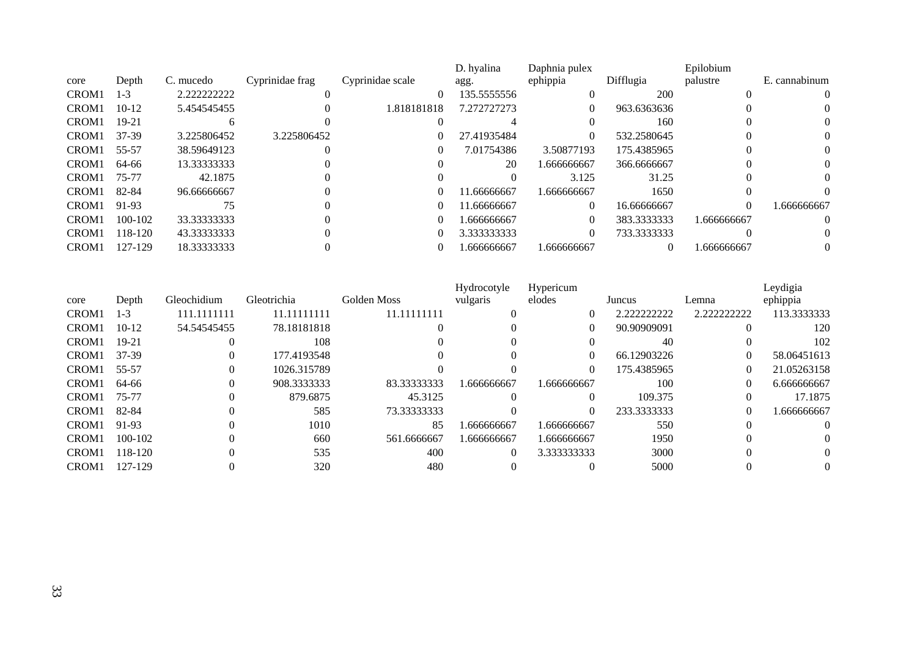| core | Depth | C. mucedo | Cyprinidae frag | Cyprinidae scale | D. hyalina agg. | Daphnia pulex ephippia | Difflugia | Epilobium palustre | E. cannabinum |
|---|---|---|---|---|---|---|---|---|---|
| CROM1 | 1-3 | 2.222222222 | 0 | 0 | 135.5555556 | 0 | 200 | 0 | 0 |
| CROM1 | 10-12 | 5.454545455 | 0 | 1.818181818 | 7.272727273 | 0 | 963.6363636 | 0 | 0 |
| CROM1 | 19-21 | 6 | 0 | 0 | 4 | 0 | 160 | 0 | 0 |
| CROM1 | 37-39 | 3.225806452 | 3.225806452 | 0 | 27.41935484 | 0 | 532.2580645 | 0 | 0 |
| CROM1 | 55-57 | 38.59649123 | 0 | 0 | 7.01754386 | 3.50877193 | 175.4385965 | 0 | 0 |
| CROM1 | 64-66 | 13.33333333 | 0 | 0 | 20 | 1.666666667 | 366.6666667 | 0 | 0 |
| CROM1 | 75-77 | 42.1875 | 0 | 0 | 0 | 3.125 | 31.25 | 0 | 0 |
| CROM1 | 82-84 | 96.66666667 | 0 | 0 | 11.66666667 | 1.666666667 | 1650 | 0 | 0 |
| CROM1 | 91-93 | 75 | 0 | 0 | 11.66666667 | 0 | 16.66666667 | 0 | 1.666666667 |
| CROM1 | 100-102 | 33.33333333 | 0 | 0 | 1.666666667 | 0 | 383.3333333 | 1.666666667 | 0 |
| CROM1 | 118-120 | 43.33333333 | 0 | 0 | 3.333333333 | 0 | 733.3333333 | 0 | 0 |
| CROM1 | 127-129 | 18.33333333 | 0 | 0 | 1.666666667 | 1.666666667 | 0 | 1.666666667 | 0 |

| core | Depth | Gleochidium | Gleotrichia | Golden Moss | Hydrocotyle vulgaris | Hypericum elodes | Juncus | Lemna | Leydigia ephippia |
|---|---|---|---|---|---|---|---|---|---|
| CROM1 | 1-3 | 111.1111111 | 11.11111111 | 11.11111111 | 0 | 0 | 2.222222222 | 2.222222222 | 113.3333333 |
| CROM1 | 10-12 | 54.54545455 | 78.18181818 | 0 | 0 | 0 | 90.90909091 | 0 | 120 |
| CROM1 | 19-21 | 0 | 108 | 0 | 0 | 0 | 40 | 0 | 102 |
| CROM1 | 37-39 | 0 | 177.4193548 | 0 | 0 | 0 | 66.12903226 | 0 | 58.06451613 |
| CROM1 | 55-57 | 0 | 1026.315789 | 0 | 0 | 0 | 175.4385965 | 0 | 21.05263158 |
| CROM1 | 64-66 | 0 | 908.3333333 | 83.33333333 | 1.666666667 | 1.666666667 | 100 | 0 | 6.666666667 |
| CROM1 | 75-77 | 0 | 879.6875 | 45.3125 | 0 | 0 | 109.375 | 0 | 17.1875 |
| CROM1 | 82-84 | 0 | 585 | 73.33333333 | 0 | 0 | 233.3333333 | 0 | 1.666666667 |
| CROM1 | 91-93 | 0 | 1010 | 85 | 1.666666667 | 1.666666667 | 550 | 0 | 0 |
| CROM1 | 100-102 | 0 | 660 | 561.6666667 | 1.666666667 | 1.666666667 | 1950 | 0 | 0 |
| CROM1 | 118-120 | 0 | 535 | 400 | 0 | 3.333333333 | 3000 | 0 | 0 |
| CROM1 | 127-129 | 0 | 320 | 480 | 0 | 0 | 5000 | 0 | 0 |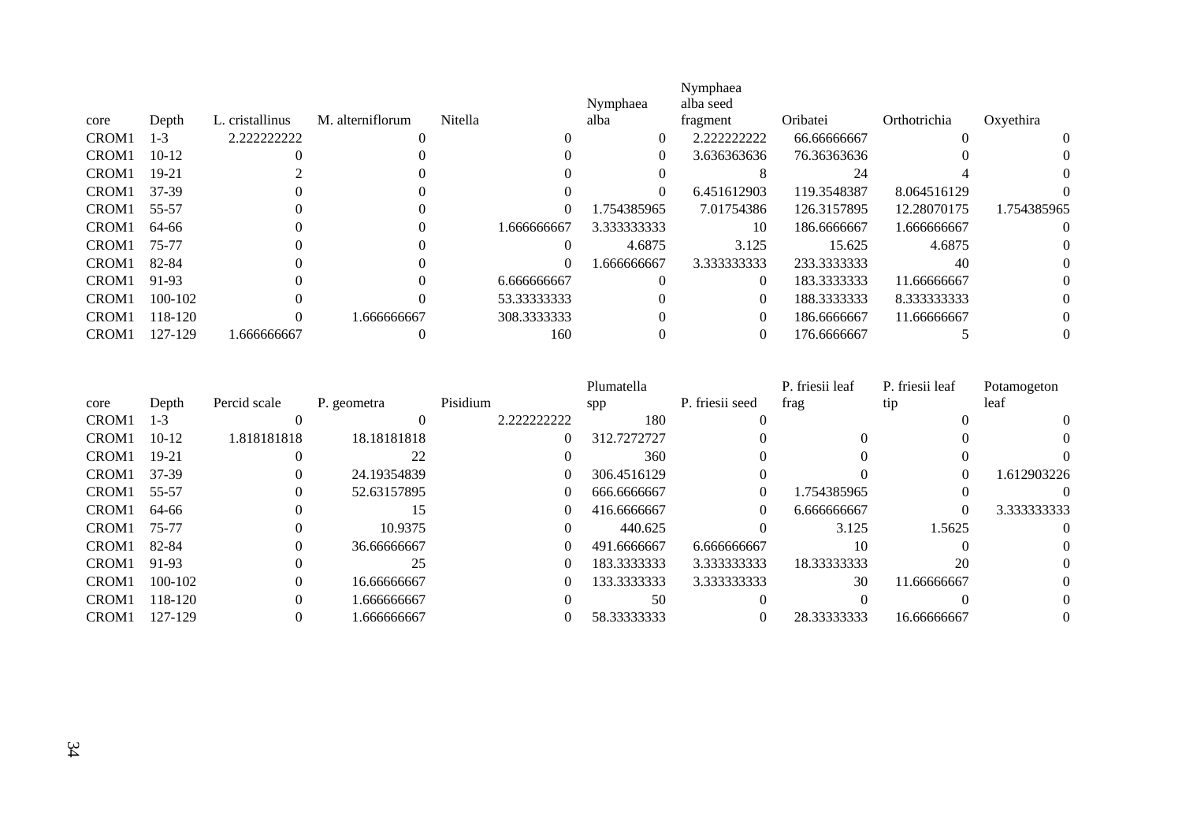| core | Depth | L. cristallinus | M. alterniflorum | Nitella | Nymphaea alba | Nymphaea alba seed fragment | Oribatei | Orthotrichia | Oxyethira |
|---|---|---|---|---|---|---|---|---|---|
| CROM1 | 1-3 | 2.222222222 | 0 | 0 | 0 | 2.222222222 | 66.66666667 | 0 | 0 |
| CROM1 | 10-12 | 0 | 0 | 0 | 0 | 3.636363636 | 76.36363636 | 0 | 0 |
| CROM1 | 19-21 | 2 | 0 | 0 | 0 | 8 | 24 | 4 | 0 |
| CROM1 | 37-39 | 0 | 0 | 0 | 0 | 6.451612903 | 119.3548387 | 8.064516129 | 0 |
| CROM1 | 55-57 | 0 | 0 | 0 | 1.754385965 | 7.01754386 | 126.3157895 | 12.28070175 | 1.754385965 |
| CROM1 | 64-66 | 0 | 0 | 1.666666667 | 3.333333333 | 10 | 186.6666667 | 1.666666667 | 0 |
| CROM1 | 75-77 | 0 | 0 | 0 | 4.6875 | 3.125 | 15.625 | 4.6875 | 0 |
| CROM1 | 82-84 | 0 | 0 | 0 | 1.666666667 | 3.333333333 | 233.3333333 | 40 | 0 |
| CROM1 | 91-93 | 0 | 0 | 6.666666667 | 0 | 0 | 183.3333333 | 11.66666667 | 0 |
| CROM1 | 100-102 | 0 | 0 | 53.33333333 | 0 | 0 | 188.3333333 | 8.333333333 | 0 |
| CROM1 | 118-120 | 0 | 1.666666667 | 308.3333333 | 0 | 0 | 186.6666667 | 11.66666667 | 0 |
| CROM1 | 127-129 | 1.666666667 | 0 | 160 | 0 | 0 | 176.6666667 | 5 | 0 |

| core | Depth | Percid scale | P. geometra | Pisidium | Plumatella spp | P. friesii seed | P. friesii leaf frag | P. friesii leaf tip | Potamogeton leaf |
|---|---|---|---|---|---|---|---|---|---|
| CROM1 | 1-3 | 0 | 0 | 2.222222222 | 180 | 0 | | 0 | 0 |
| CROM1 | 10-12 | 1.818181818 | 18.18181818 | 0 | 312.7272727 | 0 | 0 | 0 | 0 |
| CROM1 | 19-21 | 0 | 22 | 0 | 360 | 0 | 0 | 0 | 0 |
| CROM1 | 37-39 | 0 | 24.19354839 | 0 | 306.4516129 | 0 | 0 | 0 | 1.612903226 |
| CROM1 | 55-57 | 0 | 52.63157895 | 0 | 666.6666667 | 0 | 1.754385965 | 0 | 0 |
| CROM1 | 64-66 | 0 | 15 | 0 | 416.6666667 | 0 | 6.666666667 | 0 | 3.333333333 |
| CROM1 | 75-77 | 0 | 10.9375 | 0 | 440.625 | 0 | 3.125 | 1.5625 | 0 |
| CROM1 | 82-84 | 0 | 36.66666667 | 0 | 491.6666667 | 6.666666667 | 10 | 0 | 0 |
| CROM1 | 91-93 | 0 | 25 | 0 | 183.3333333 | 3.333333333 | 18.33333333 | 20 | 0 |
| CROM1 | 100-102 | 0 | 16.66666667 | 0 | 133.3333333 | 3.333333333 | 30 | 11.66666667 | 0 |
| CROM1 | 118-120 | 0 | 1.666666667 | 0 | 50 | 0 | 0 | 0 | 0 |
| CROM1 | 127-129 | 0 | 1.666666667 | 0 | 58.33333333 | 0 | 28.33333333 | 16.66666667 | 0 |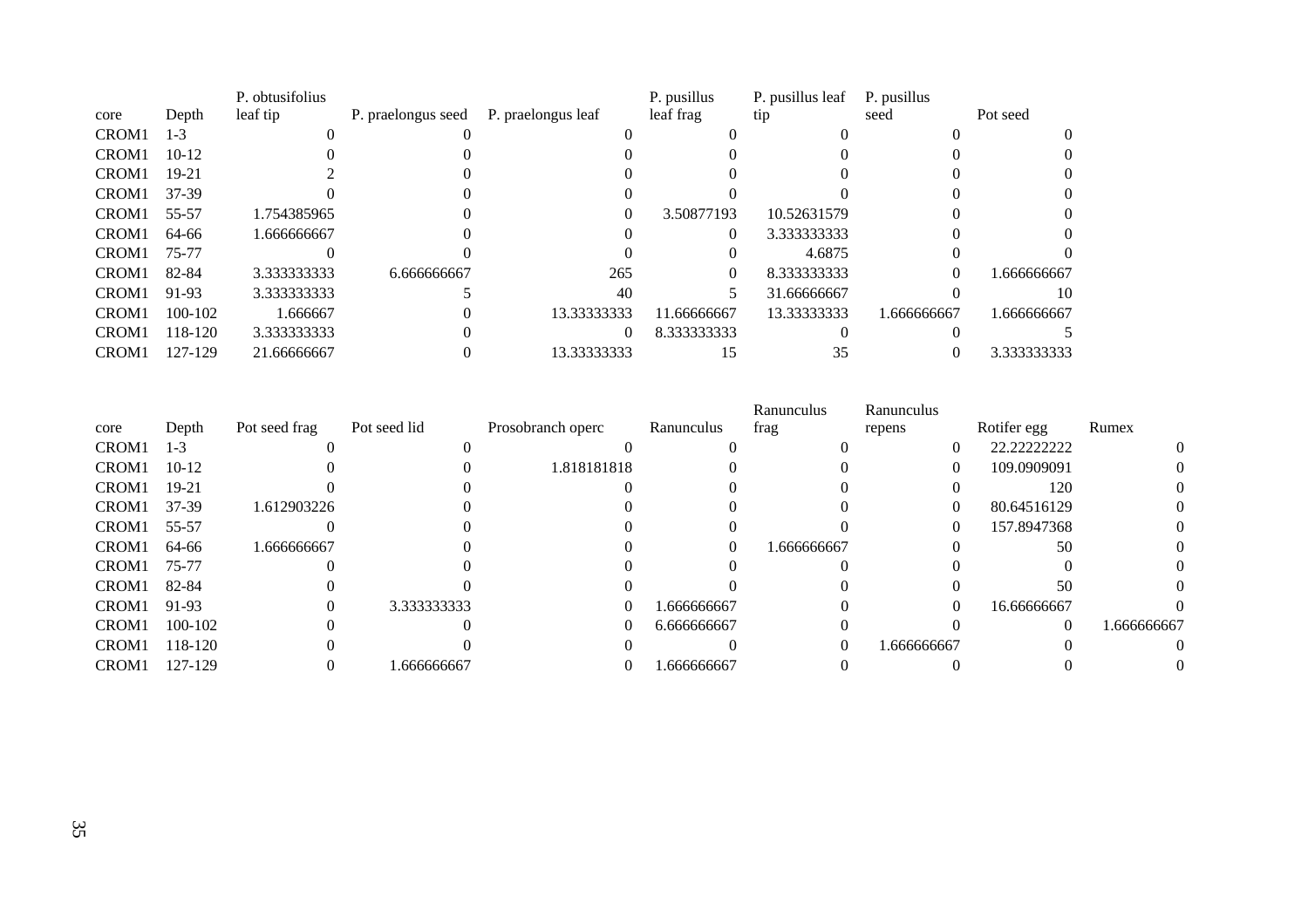| core | Depth | P. obtusifolius leaf tip | P. praelongus seed | P. praelongus leaf | P. pusillus leaf frag | P. pusillus leaf tip | P. pusillus seed | Pot seed |
|---|---|---|---|---|---|---|---|---|
| CROM1 | 1-3 | 0 | 0 | 0 | 0 | 0 | 0 | 0 |
| CROM1 | 10-12 | 0 | 0 | 0 | 0 | 0 | 0 | 0 |
| CROM1 | 19-21 | 2 | 0 | 0 | 0 | 0 | 0 | 0 |
| CROM1 | 37-39 | 0 | 0 | 0 | 0 | 0 | 0 | 0 |
| CROM1 | 55-57 | 1.754385965 | 0 | 0 | 3.50877193 | 10.52631579 | 0 | 0 |
| CROM1 | 64-66 | 1.666666667 | 0 | 0 | 0 | 3.333333333 | 0 | 0 |
| CROM1 | 75-77 | 0 | 0 | 0 | 0 | 4.6875 | 0 | 0 |
| CROM1 | 82-84 | 3.333333333 | 6.666666667 | 265 | 0 | 8.333333333 | 0 | 1.666666667 |
| CROM1 | 91-93 | 3.333333333 | 5 | 40 | 5 | 31.66666667 | 0 | 10 |
| CROM1 | 100-102 | 1.666667 | 0 | 13.33333333 | 11.66666667 | 13.33333333 | 1.666666667 | 1.666666667 |
| CROM1 | 118-120 | 3.333333333 | 0 | 0 | 8.333333333 | 0 | 0 | 5 |
| CROM1 | 127-129 | 21.66666667 | 0 | 13.33333333 | 15 | 35 | 0 | 3.333333333 |

| core | Depth | Pot seed frag | Pot seed lid | Prosobranch operc | Ranunculus | Ranunculus frag | Ranunculus repens | Rotifer egg | Rumex |
|---|---|---|---|---|---|---|---|---|---|
| CROM1 | 1-3 | 0 | 0 | 0 | 0 | 0 | 0 | 22.22222222 | 0 |
| CROM1 | 10-12 | 0 | 0 | 1.818181818 | 0 | 0 | 0 | 109.0909091 | 0 |
| CROM1 | 19-21 | 0 | 0 | 0 | 0 | 0 | 0 | 120 | 0 |
| CROM1 | 37-39 | 1.612903226 | 0 | 0 | 0 | 0 | 0 | 80.64516129 | 0 |
| CROM1 | 55-57 | 0 | 0 | 0 | 0 | 0 | 0 | 157.8947368 | 0 |
| CROM1 | 64-66 | 1.666666667 | 0 | 0 | 0 | 1.666666667 | 0 | 50 | 0 |
| CROM1 | 75-77 | 0 | 0 | 0 | 0 | 0 | 0 | 0 | 0 |
| CROM1 | 82-84 | 0 | 0 | 0 | 0 | 0 | 0 | 50 | 0 |
| CROM1 | 91-93 | 0 | 3.333333333 | 0 | 1.666666667 | 0 | 0 | 16.66666667 | 0 |
| CROM1 | 100-102 | 0 | 0 | 0 | 6.666666667 | 0 | 0 | 0 | 1.666666667 |
| CROM1 | 118-120 | 0 | 0 | 0 | 0 | 0 | 1.666666667 | 0 | 0 |
| CROM1 | 127-129 | 0 | 1.666666667 | 0 | 1.666666667 | 0 | 0 | 0 | 0 |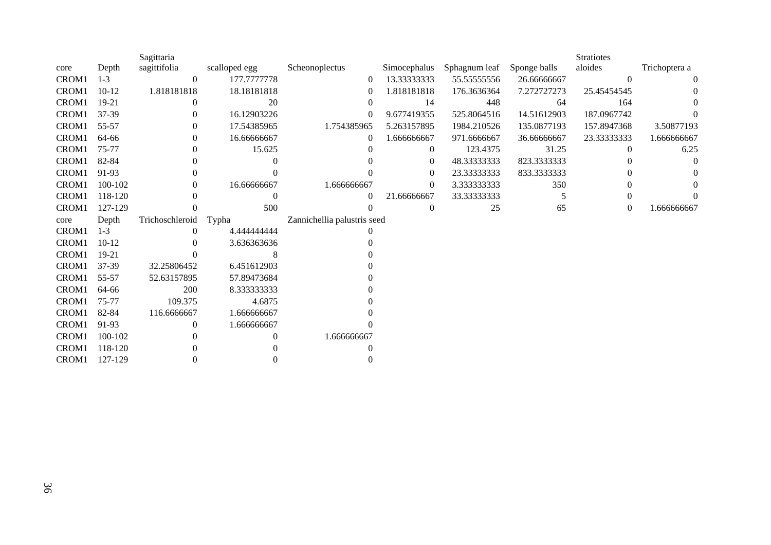| core | Depth | Sagittaria sagittifolia | scalloped egg | Scheonoplectus | Simocephalus | Sphagnum leaf | Sponge balls | Stratiotes aloides | Trichoptera a |
|---|---|---|---|---|---|---|---|---|---|
| CROM1 | 1-3 | 0 | 177.7777778 | 0 | 13.33333333 | 55.55555556 | 26.66666667 | 0 | 0 |
| CROM1 | 10-12 | 1.818181818 | 18.18181818 | 0 | 1.818181818 | 176.3636364 | 7.272727273 | 25.45454545 | 0 |
| CROM1 | 19-21 | 0 | 20 | 0 | 14 | 448 | 64 | 164 | 0 |
| CROM1 | 37-39 | 0 | 16.12903226 | 0 | 9.677419355 | 525.8064516 | 14.51612903 | 187.0967742 | 0 |
| CROM1 | 55-57 | 0 | 17.54385965 | 1.754385965 | 5.263157895 | 1984.210526 | 135.0877193 | 157.8947368 | 3.50877193 |
| CROM1 | 64-66 | 0 | 16.66666667 | 0 | 1.666666667 | 971.6666667 | 36.66666667 | 23.33333333 | 1.666666667 |
| CROM1 | 75-77 | 0 | 15.625 | 0 | 0 | 123.4375 | 31.25 | 0 | 6.25 |
| CROM1 | 82-84 | 0 | 0 | 0 | 0 | 48.33333333 | 823.3333333 | 0 | 0 |
| CROM1 | 91-93 | 0 | 0 | 0 | 0 | 23.33333333 | 833.3333333 | 0 | 0 |
| CROM1 | 100-102 | 0 | 16.66666667 | 1.666666667 | 0 | 3.333333333 | 350 | 0 | 0 |
| CROM1 | 118-120 | 0 | 0 | 0 | 21.66666667 | 33.33333333 | 5 | 0 | 0 |
| CROM1 | 127-129 | 0 | 500 | 0 | 0 | 25 | 65 | 0 | 1.666666667 |

| core | Depth | Trichoschleroid | Typha | Zannichellia palustris seed |
|---|---|---|---|---|
| CROM1 | 1-3 | 0 | 4.444444444 | 0 |
| CROM1 | 10-12 | 0 | 3.636363636 | 0 |
| CROM1 | 19-21 | 0 | 8 | 0 |
| CROM1 | 37-39 | 32.25806452 | 6.451612903 | 0 |
| CROM1 | 55-57 | 52.63157895 | 57.89473684 | 0 |
| CROM1 | 64-66 | 200 | 8.333333333 | 0 |
| CROM1 | 75-77 | 109.375 | 4.6875 | 0 |
| CROM1 | 82-84 | 116.6666667 | 1.666666667 | 0 |
| CROM1 | 91-93 | 0 | 1.666666667 | 0 |
| CROM1 | 100-102 | 0 | 0 | 1.666666667 |
| CROM1 | 118-120 | 0 | 0 | 0 |
| CROM1 | 127-129 | 0 | 0 | 0 |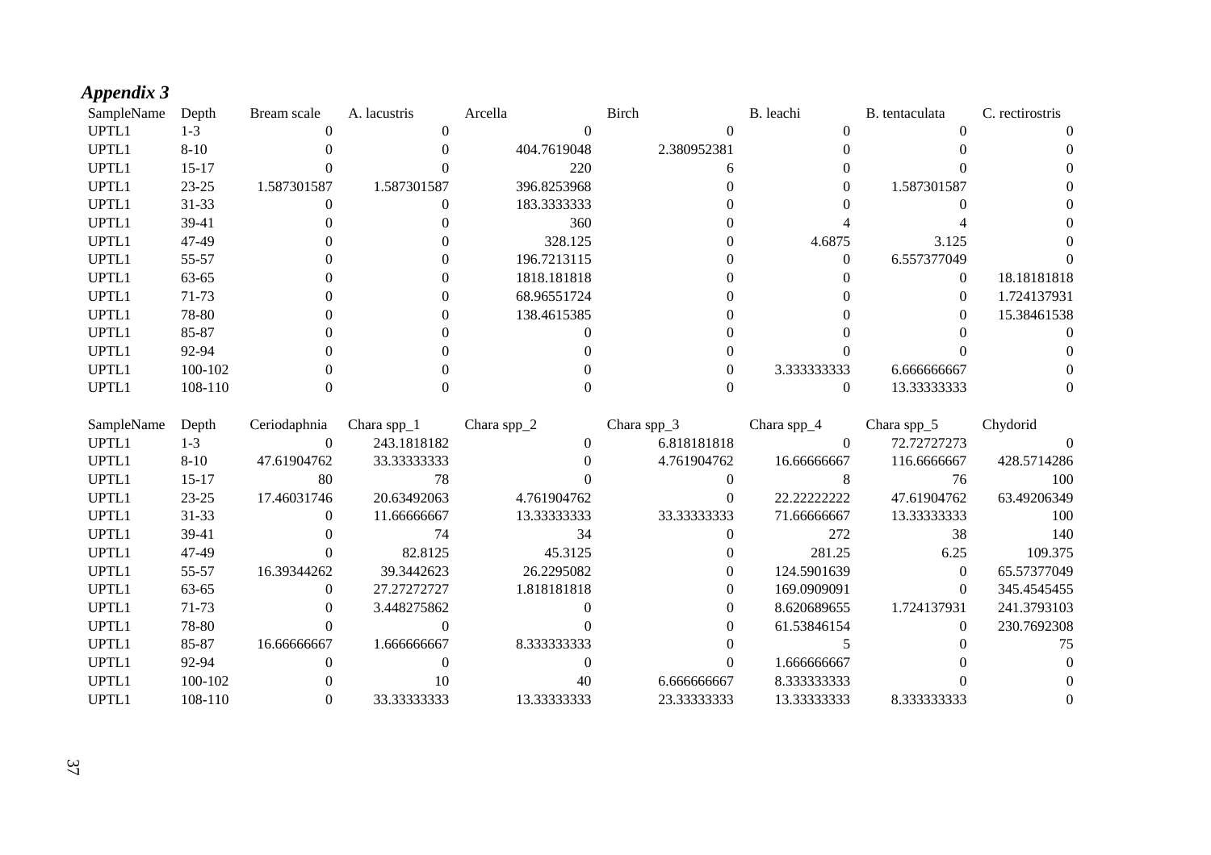## *Appendix 3*

| SampleName | Depth | Bream scale | A. lacustris | Arcella | Birch | B. leachi | B. tentaculata | C. rectirostris |
|---|---|---|---|---|---|---|---|---|
| UPTL1 | 1-3 | 0 | 0 | 0 | 0 | 0 | 0 | 0 |
| UPTL1 | 8-10 | 0 | 0 | 404.7619048 | 2.380952381 | 0 | 0 | 0 |
| UPTL1 | 15-17 | 0 | 0 | 220 | 6 | 0 | 0 | 0 |
| UPTL1 | 23-25 | 1.587301587 | 1.587301587 | 396.8253968 | 0 | 0 | 1.587301587 | 0 |
| UPTL1 | 31-33 | 0 | 0 | 183.3333333 | 0 | 0 | 0 | 0 |
| UPTL1 | 39-41 | 0 | 0 | 360 | 0 | 4 | 4 | 0 |
| UPTL1 | 47-49 | 0 | 0 | 328.125 | 0 | 4.6875 | 3.125 | 0 |
| UPTL1 | 55-57 | 0 | 0 | 196.7213115 | 0 | 0 | 6.557377049 | 0 |
| UPTL1 | 63-65 | 0 | 0 | 1818.181818 | 0 | 0 | 0 | 18.18181818 |
| UPTL1 | 71-73 | 0 | 0 | 68.96551724 | 0 | 0 | 0 | 1.724137931 |
| UPTL1 | 78-80 | 0 | 0 | 138.4615385 | 0 | 0 | 0 | 15.38461538 |
| UPTL1 | 85-87 | 0 | 0 | 0 | 0 | 0 | 0 | 0 |
| UPTL1 | 92-94 | 0 | 0 | 0 | 0 | 0 | 0 | 0 |
| UPTL1 | 100-102 | 0 | 0 | 0 | 0 | 3.333333333 | 6.666666667 | 0 |
| UPTL1 | 108-110 | 0 | 0 | 0 | 0 | 0 | 13.33333333 | 0 |

| SampleName | Depth | Ceriodaphnia | Chara spp_1 | Chara spp_2 | Chara spp_3 | Chara spp_4 | Chara spp_5 | Chydorid |
|---|---|---|---|---|---|---|---|---|
| UPTL1 | 1-3 | 0 | 243.1818182 | 0 | 6.818181818 | 0 | 72.72727273 | 0 |
| UPTL1 | 8-10 | 47.61904762 | 33.33333333 | 0 | 4.761904762 | 16.66666667 | 116.6666667 | 428.5714286 |
| UPTL1 | 15-17 | 80 | 78 | 0 | 0 | 8 | 76 | 100 |
| UPTL1 | 23-25 | 17.46031746 | 20.63492063 | 4.761904762 | 0 | 22.22222222 | 47.61904762 | 63.49206349 |
| UPTL1 | 31-33 | 0 | 11.66666667 | 13.33333333 | 33.33333333 | 71.66666667 | 13.33333333 | 100 |
| UPTL1 | 39-41 | 0 | 74 | 34 | 0 | 272 | 38 | 140 |
| UPTL1 | 47-49 | 0 | 82.8125 | 45.3125 | 0 | 281.25 | 6.25 | 109.375 |
| UPTL1 | 55-57 | 16.39344262 | 39.3442623 | 26.2295082 | 0 | 124.5901639 | 0 | 65.57377049 |
| UPTL1 | 63-65 | 0 | 27.27272727 | 1.818181818 | 0 | 169.0909091 | 0 | 345.4545455 |
| UPTL1 | 71-73 | 0 | 3.448275862 | 0 | 0 | 8.620689655 | 1.724137931 | 241.3793103 |
| UPTL1 | 78-80 | 0 | 0 | 0 | 0 | 61.53846154 | 0 | 230.7692308 |
| UPTL1 | 85-87 | 16.66666667 | 1.666666667 | 8.333333333 | 0 | 5 | 0 | 75 |
| UPTL1 | 92-94 | 0 | 0 | 0 | 0 | 1.666666667 | 0 | 0 |
| UPTL1 | 100-102 | 0 | 10 | 40 | 6.666666667 | 8.333333333 | 0 | 0 |
| UPTL1 | 108-110 | 0 | 33.33333333 | 13.33333333 | 23.33333333 | 13.33333333 | 8.333333333 | 0 |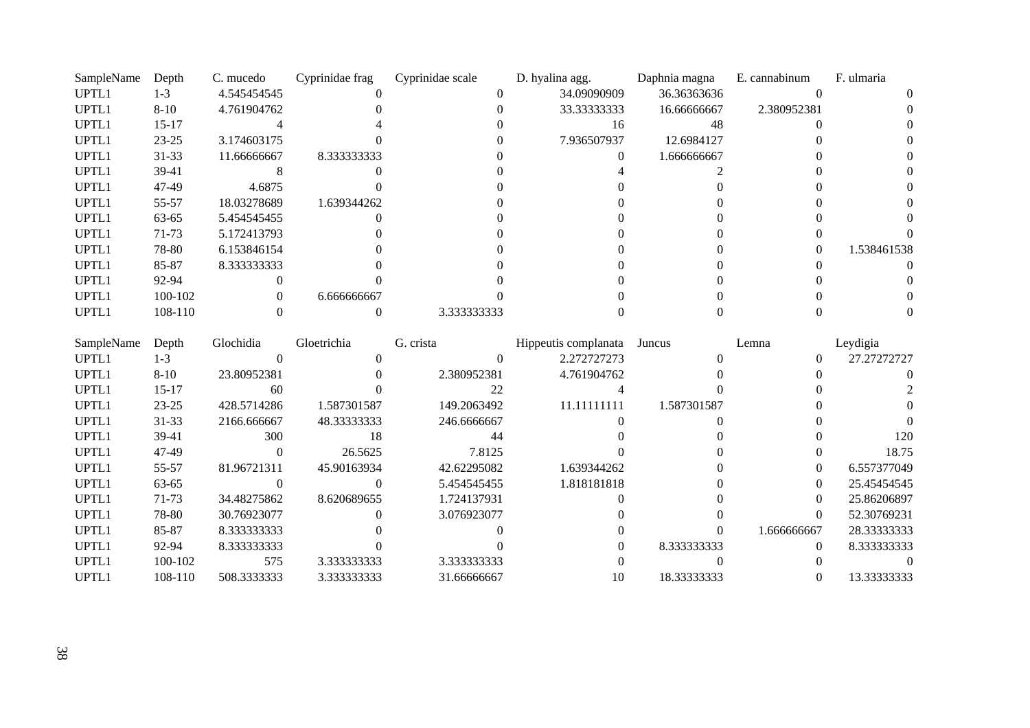| SampleName | Depth | C. mucedo | Cyprinidae frag | Cyprinidae scale | D. hyalina agg. | Daphnia magna | E. cannabinum | F. ulmaria |
|---|---|---|---|---|---|---|---|---|
| UPTL1 | 1-3 | 4.545454545 | 0 | 0 | 34.09090909 | 36.36363636 | 0 | 0 |
| UPTL1 | 8-10 | 4.761904762 | 0 | 0 | 33.33333333 | 16.66666667 | 2.380952381 | 0 |
| UPTL1 | 15-17 | 4 | 4 | 0 | 16 | 48 | 0 | 0 |
| UPTL1 | 23-25 | 3.174603175 | 0 | 0 | 7.936507937 | 12.6984127 | 0 | 0 |
| UPTL1 | 31-33 | 11.66666667 | 8.333333333 | 0 | 0 | 1.666666667 | 0 | 0 |
| UPTL1 | 39-41 | 8 | 0 | 0 | 4 | 2 | 0 | 0 |
| UPTL1 | 47-49 | 4.6875 | 0 | 0 | 0 | 0 | 0 | 0 |
| UPTL1 | 55-57 | 18.03278689 | 1.639344262 | 0 | 0 | 0 | 0 | 0 |
| UPTL1 | 63-65 | 5.454545455 | 0 | 0 | 0 | 0 | 0 | 0 |
| UPTL1 | 71-73 | 5.172413793 | 0 | 0 | 0 | 0 | 0 | 0 |
| UPTL1 | 78-80 | 6.153846154 | 0 | 0 | 0 | 0 | 0 | 1.538461538 |
| UPTL1 | 85-87 | 8.333333333 | 0 | 0 | 0 | 0 | 0 | 0 |
| UPTL1 | 92-94 | 0 | 0 | 0 | 0 | 0 | 0 | 0 |
| UPTL1 | 100-102 | 0 | 6.666666667 | 0 | 0 | 0 | 0 | 0 |
| UPTL1 | 108-110 | 0 | 0 | 3.333333333 | 0 | 0 | 0 | 0 |

| SampleName | Depth | Glochidia | Gloetrichia | G. crista | Hippeutis complanata | Juncus | Lemna | Leydigia |
|---|---|---|---|---|---|---|---|---|
| UPTL1 | 1-3 | 0 | 0 | 0 | 2.272727273 | 0 | 0 | 27.27272727 |
| UPTL1 | 8-10 | 23.80952381 | 0 | 2.380952381 | 4.761904762 | 0 | 0 | 0 |
| UPTL1 | 15-17 | 60 | 0 | 22 | 4 | 0 | 0 | 2 |
| UPTL1 | 23-25 | 428.5714286 | 1.587301587 | 149.2063492 | 11.11111111 | 1.587301587 | 0 | 0 |
| UPTL1 | 31-33 | 2166.666667 | 48.33333333 | 246.6666667 | 0 | 0 | 0 | 0 |
| UPTL1 | 39-41 | 300 | 18 | 44 | 0 | 0 | 0 | 120 |
| UPTL1 | 47-49 | 0 | 26.5625 | 7.8125 | 0 | 0 | 0 | 18.75 |
| UPTL1 | 55-57 | 81.96721311 | 45.90163934 | 42.62295082 | 1.639344262 | 0 | 0 | 6.557377049 |
| UPTL1 | 63-65 | 0 | 0 | 5.454545455 | 1.818181818 | 0 | 0 | 25.45454545 |
| UPTL1 | 71-73 | 34.48275862 | 8.620689655 | 1.724137931 | 0 | 0 | 0 | 25.86206897 |
| UPTL1 | 78-80 | 30.76923077 | 0 | 3.076923077 | 0 | 0 | 0 | 52.30769231 |
| UPTL1 | 85-87 | 8.333333333 | 0 | 0 | 0 | 0 | 1.666666667 | 28.33333333 |
| UPTL1 | 92-94 | 8.333333333 | 0 | 0 | 0 | 8.333333333 | 0 | 8.333333333 |
| UPTL1 | 100-102 | 575 | 3.333333333 | 3.333333333 | 0 | 0 | 0 | 0 |
| UPTL1 | 108-110 | 508.3333333 | 3.333333333 | 31.66666667 | 10 | 18.33333333 | 0 | 13.33333333 |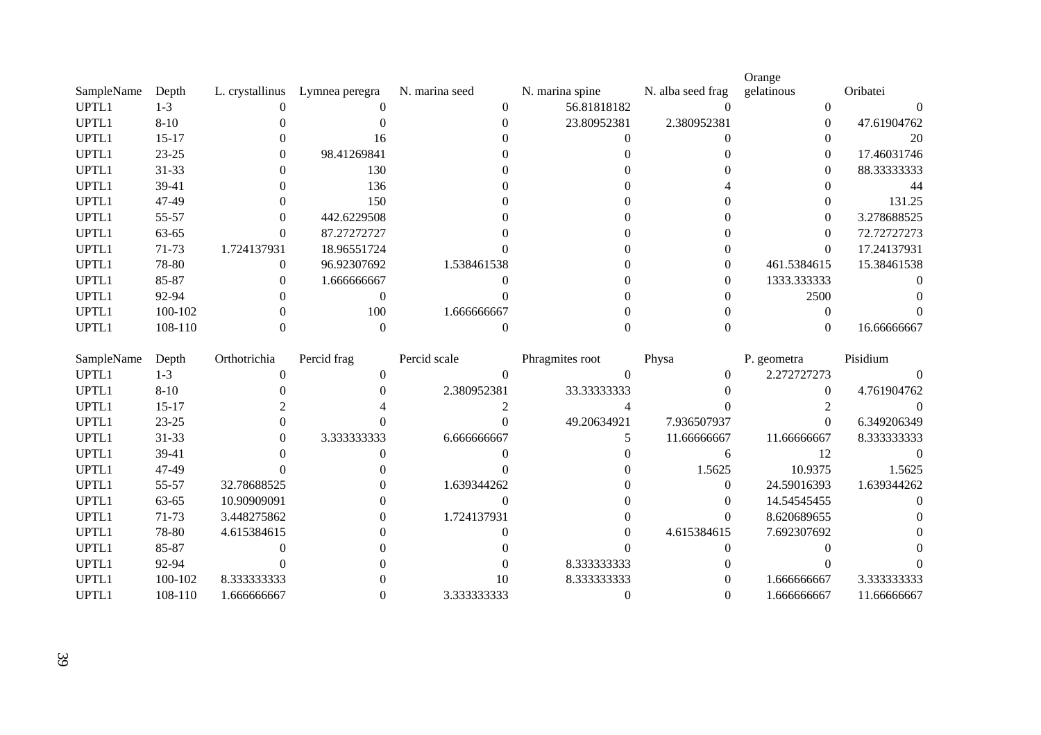| SampleName | Depth | L. crystallinus | Lymnea peregra | N. marina seed | N. marina spine | N. alba seed frag | Orange gelatinous | Oribatei |
|---|---|---|---|---|---|---|---|---|
| UPTL1 | 1-3 | 0 | 0 | 0 | 56.81818182 | 0 | 0 | 0 |
| UPTL1 | 8-10 | 0 | 0 | 0 | 23.80952381 | 2.380952381 | 0 | 47.61904762 |
| UPTL1 | 15-17 | 0 | 16 | 0 | 0 | 0 | 0 | 20 |
| UPTL1 | 23-25 | 0 | 98.41269841 | 0 | 0 | 0 | 0 | 17.46031746 |
| UPTL1 | 31-33 | 0 | 130 | 0 | 0 | 0 | 0 | 88.33333333 |
| UPTL1 | 39-41 | 0 | 136 | 0 | 0 | 4 | 0 | 44 |
| UPTL1 | 47-49 | 0 | 150 | 0 | 0 | 0 | 0 | 131.25 |
| UPTL1 | 55-57 | 0 | 442.6229508 | 0 | 0 | 0 | 0 | 3.278688525 |
| UPTL1 | 63-65 | 0 | 87.27272727 | 0 | 0 | 0 | 0 | 72.72727273 |
| UPTL1 | 71-73 | 1.724137931 | 18.96551724 | 0 | 0 | 0 | 0 | 17.24137931 |
| UPTL1 | 78-80 | 0 | 96.92307692 | 1.538461538 | 0 | 0 | 461.5384615 | 15.38461538 |
| UPTL1 | 85-87 | 0 | 1.666666667 | 0 | 0 | 0 | 1333.333333 | 0 |
| UPTL1 | 92-94 | 0 | 0 | 0 | 0 | 0 | 2500 | 0 |
| UPTL1 | 100-102 | 0 | 100 | 1.666666667 | 0 | 0 | 0 | 0 |
| UPTL1 | 108-110 | 0 | 0 | 0 | 0 | 0 | 0 | 16.66666667 |

| SampleName | Depth | Orthotrichia | Percid frag | Percid scale | Phragmites root | Physa | P. geometra | Pisidium |
|---|---|---|---|---|---|---|---|---|
| UPTL1 | 1-3 | 0 | 0 | 0 | 0 | 0 | 2.272727273 | 0 |
| UPTL1 | 8-10 | 0 | 0 | 2.380952381 | 33.33333333 | 0 | 0 | 4.761904762 |
| UPTL1 | 15-17 | 2 | 4 | 2 | 4 | 0 | 2 | 0 |
| UPTL1 | 23-25 | 0 | 0 | 0 | 49.20634921 | 7.936507937 | 0 | 6.349206349 |
| UPTL1 | 31-33 | 0 | 3.333333333 | 6.666666667 | 5 | 11.66666667 | 11.66666667 | 8.333333333 |
| UPTL1 | 39-41 | 0 | 0 | 0 | 0 | 6 | 12 | 0 |
| UPTL1 | 47-49 | 0 | 0 | 0 | 0 | 1.5625 | 10.9375 | 1.5625 |
| UPTL1 | 55-57 | 32.78688525 | 0 | 1.639344262 | 0 | 0 | 24.59016393 | 1.639344262 |
| UPTL1 | 63-65 | 10.90909091 | 0 | 0 | 0 | 0 | 14.54545455 | 0 |
| UPTL1 | 71-73 | 3.448275862 | 0 | 1.724137931 | 0 | 0 | 8.620689655 | 0 |
| UPTL1 | 78-80 | 4.615384615 | 0 | 0 | 0 | 4.615384615 | 7.692307692 | 0 |
| UPTL1 | 85-87 | 0 | 0 | 0 | 0 | 0 | 0 | 0 |
| UPTL1 | 92-94 | 0 | 0 | 0 | 8.333333333 | 0 | 0 | 0 |
| UPTL1 | 100-102 | 8.333333333 | 0 | 10 | 8.333333333 | 0 | 1.666666667 | 3.333333333 |
| UPTL1 | 108-110 | 1.666666667 | 0 | 3.333333333 | 0 | 0 | 1.666666667 | 11.66666667 |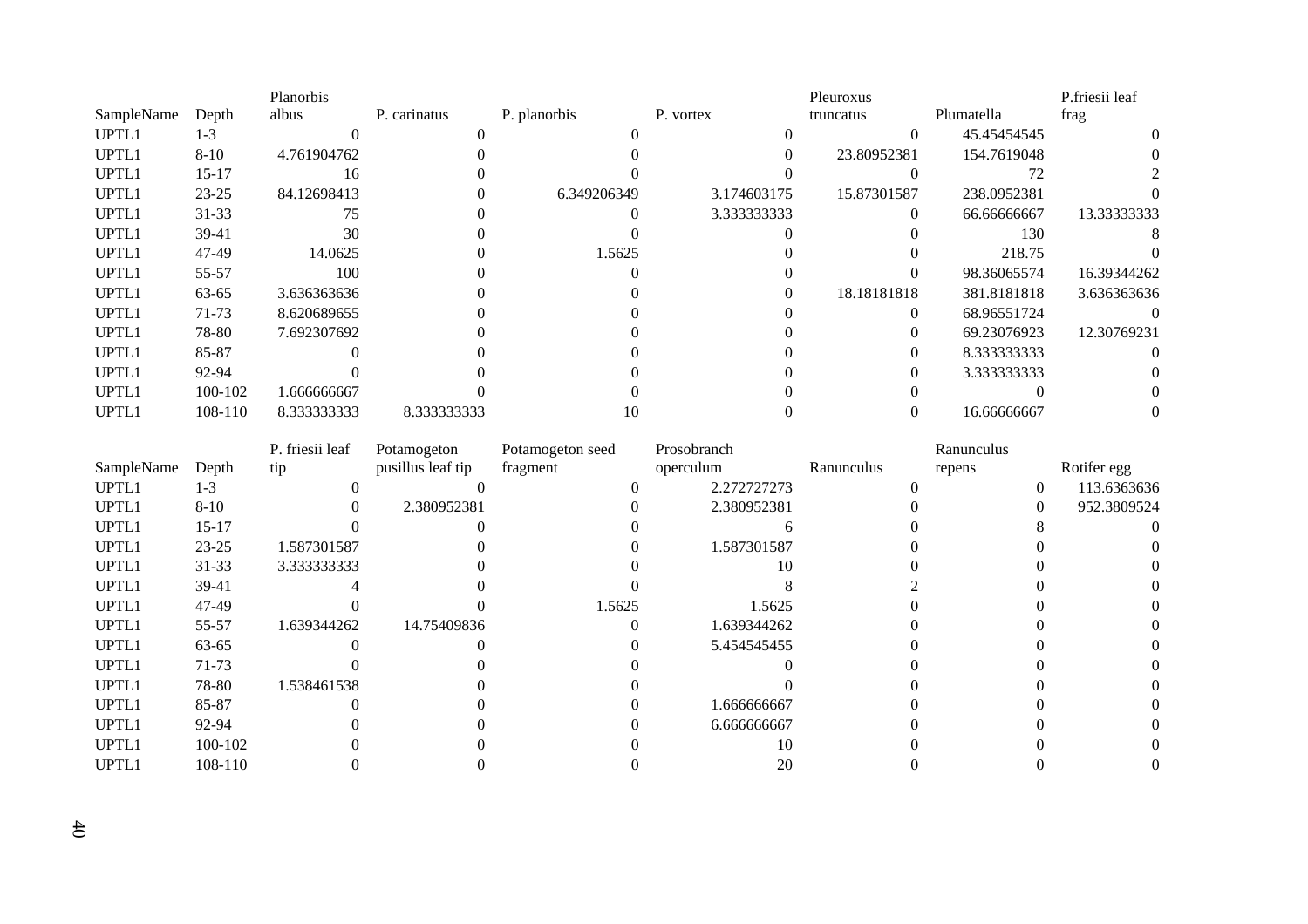| SampleName | Depth | Planorbis albus | P. carinatus | P. planorbis | P. vortex | Pleuroxus truncatus | Plumatella | P.friesii leaf frag |
|---|---|---|---|---|---|---|---|---|
| UPTL1 | 1-3 | 0 | 0 | 0 | 0 | 0 | 45.45454545 | 0 |
| UPTL1 | 8-10 | 4.761904762 | 0 | 0 | 0 | 23.80952381 | 154.7619048 | 0 |
| UPTL1 | 15-17 | 16 | 0 | 0 | 0 | 0 | 72 | 2 |
| UPTL1 | 23-25 | 84.12698413 | 0 | 6.349206349 | 3.174603175 | 15.87301587 | 238.0952381 | 0 |
| UPTL1 | 31-33 | 75 | 0 | 0 | 3.333333333 | 0 | 66.66666667 | 13.33333333 |
| UPTL1 | 39-41 | 30 | 0 | 0 | 0 | 0 | 130 | 8 |
| UPTL1 | 47-49 | 14.0625 | 0 | 1.5625 | 0 | 0 | 218.75 | 0 |
| UPTL1 | 55-57 | 100 | 0 | 0 | 0 | 0 | 98.36065574 | 16.39344262 |
| UPTL1 | 63-65 | 3.636363636 | 0 | 0 | 0 | 18.18181818 | 381.8181818 | 3.636363636 |
| UPTL1 | 71-73 | 8.620689655 | 0 | 0 | 0 | 0 | 68.96551724 | 0 |
| UPTL1 | 78-80 | 7.692307692 | 0 | 0 | 0 | 0 | 69.23076923 | 12.30769231 |
| UPTL1 | 85-87 | 0 | 0 | 0 | 0 | 0 | 8.333333333 | 0 |
| UPTL1 | 92-94 | 0 | 0 | 0 | 0 | 0 | 3.333333333 | 0 |
| UPTL1 | 100-102 | 1.666666667 | 0 | 0 | 0 | 0 | 0 | 0 |
| UPTL1 | 108-110 | 8.333333333 | 8.333333333 | 10 | 0 | 0 | 16.66666667 | 0 |

| SampleName | Depth | P. friesii leaf tip | Potamogeton pusillus leaf tip | Potamogeton seed fragment | Prosobranch operculum | Ranunculus | Ranunculus repens | Rotifer egg |
|---|---|---|---|---|---|---|---|---|
| UPTL1 | 1-3 | 0 | 0 | 0 | 2.272727273 | 0 | 0 | 113.6363636 |
| UPTL1 | 8-10 | 0 | 2.380952381 | 0 | 2.380952381 | 0 | 0 | 952.3809524 |
| UPTL1 | 15-17 | 0 | 0 | 0 | 6 | 0 | 8 | 0 |
| UPTL1 | 23-25 | 1.587301587 | 0 | 0 | 1.587301587 | 0 | 0 | 0 |
| UPTL1 | 31-33 | 3.333333333 | 0 | 0 | 10 | 0 | 0 | 0 |
| UPTL1 | 39-41 | 4 | 0 | 0 | 8 | 2 | 0 | 0 |
| UPTL1 | 47-49 | 0 | 0 | 1.5625 | 1.5625 | 0 | 0 | 0 |
| UPTL1 | 55-57 | 1.639344262 | 14.75409836 | 0 | 1.639344262 | 0 | 0 | 0 |
| UPTL1 | 63-65 | 0 | 0 | 0 | 5.454545455 | 0 | 0 | 0 |
| UPTL1 | 71-73 | 0 | 0 | 0 | 0 | 0 | 0 | 0 |
| UPTL1 | 78-80 | 1.538461538 | 0 | 0 | 0 | 0 | 0 | 0 |
| UPTL1 | 85-87 | 0 | 0 | 0 | 1.666666667 | 0 | 0 | 0 |
| UPTL1 | 92-94 | 0 | 0 | 0 | 6.666666667 | 0 | 0 | 0 |
| UPTL1 | 100-102 | 0 | 0 | 0 | 10 | 0 | 0 | 0 |
| UPTL1 | 108-110 | 0 | 0 | 0 | 20 | 0 | 0 | 0 |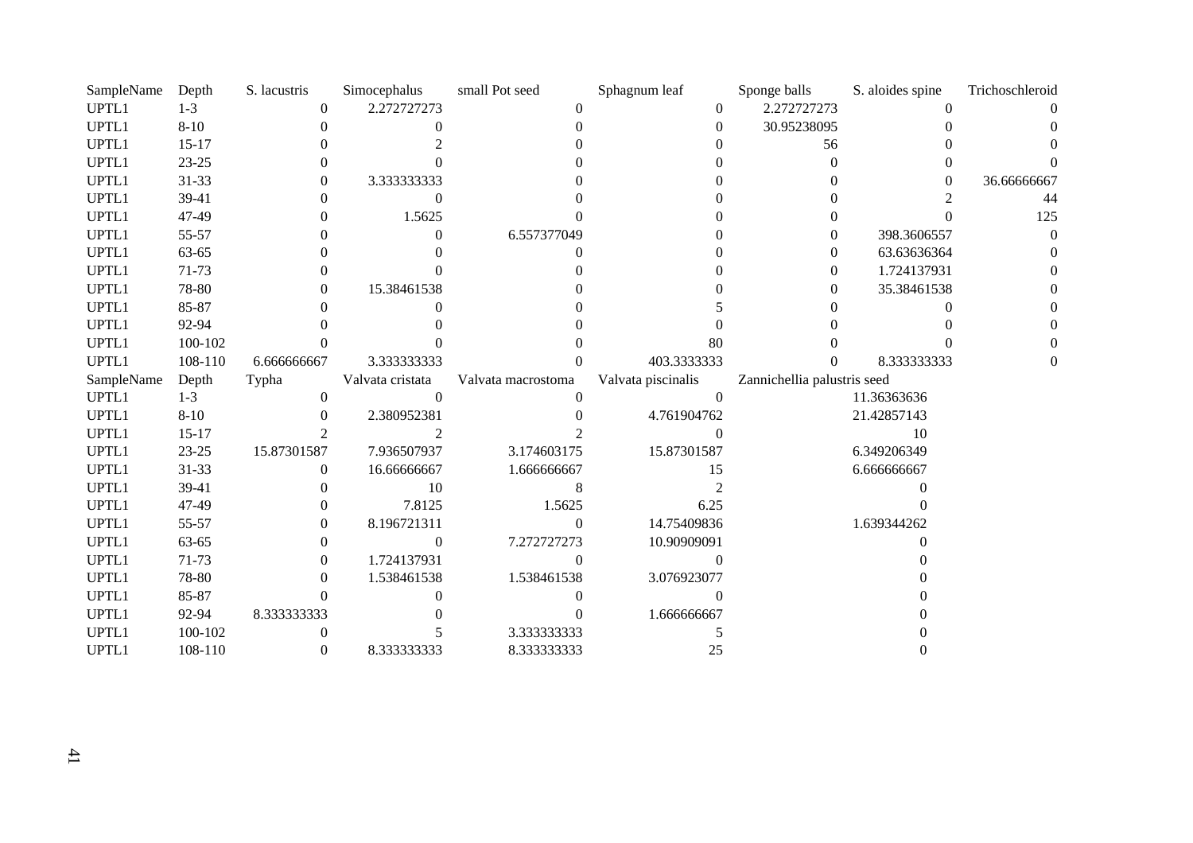| SampleName | Depth | S. lacustris | Simocephalus | small Pot seed | Sphagnum leaf | Sponge balls | S. aloides spine | Trichoschleroid |
|---|---|---|---|---|---|---|---|---|
| UPTL1 | 1-3 | 0 | 2.272727273 | 0 | 0 | 2.272727273 | 0 | 0 |
| UPTL1 | 8-10 | 0 | 0 | 0 | 0 | 30.95238095 | 0 | 0 |
| UPTL1 | 15-17 | 0 | 2 | 0 | 0 | 56 | 0 | 0 |
| UPTL1 | 23-25 | 0 | 0 | 0 | 0 | 0 | 0 | 0 |
| UPTL1 | 31-33 | 0 | 3.333333333 | 0 | 0 | 0 | 0 | 36.66666667 |
| UPTL1 | 39-41 | 0 | 0 | 0 | 0 | 0 | 2 | 44 |
| UPTL1 | 47-49 | 0 | 1.5625 | 0 | 0 | 0 | 0 | 125 |
| UPTL1 | 55-57 | 0 | 0 | 6.557377049 | 0 | 0 | 398.3606557 | 0 |
| UPTL1 | 63-65 | 0 | 0 | 0 | 0 | 0 | 63.63636364 | 0 |
| UPTL1 | 71-73 | 0 | 0 | 0 | 0 | 0 | 1.724137931 | 0 |
| UPTL1 | 78-80 | 0 | 15.38461538 | 0 | 0 | 0 | 35.38461538 | 0 |
| UPTL1 | 85-87 | 0 | 0 | 0 | 5 | 0 | 0 | 0 |
| UPTL1 | 92-94 | 0 | 0 | 0 | 0 | 0 | 0 | 0 |
| UPTL1 | 100-102 | 0 | 0 | 0 | 80 | 0 | 0 | 0 |
| UPTL1 | 108-110 | 6.666666667 | 3.333333333 | 0 | 403.3333333 | 0 | 8.333333333 | 0 |

| SampleName | Depth | Typha | Valvata cristata | Valvata macrostoma | Valvata piscinalis | Zannichellia palustris seed |
|---|---|---|---|---|---|---|
| UPTL1 | 1-3 | 0 | 0 | 0 | 0 | 11.36363636 |
| UPTL1 | 8-10 | 0 | 2.380952381 | 0 | 4.761904762 | 21.42857143 |
| UPTL1 | 15-17 | 2 | 2 | 2 | 0 | 10 |
| UPTL1 | 23-25 | 15.87301587 | 7.936507937 | 3.174603175 | 15.87301587 | 6.349206349 |
| UPTL1 | 31-33 | 0 | 16.66666667 | 1.666666667 | 15 | 6.666666667 |
| UPTL1 | 39-41 | 0 | 10 | 8 | 2 | 0 |
| UPTL1 | 47-49 | 0 | 7.8125 | 1.5625 | 6.25 | 0 |
| UPTL1 | 55-57 | 0 | 8.196721311 | 0 | 14.75409836 | 1.639344262 |
| UPTL1 | 63-65 | 0 | 0 | 7.272727273 | 10.90909091 | 0 |
| UPTL1 | 71-73 | 0 | 1.724137931 | 0 | 0 | 0 |
| UPTL1 | 78-80 | 0 | 1.538461538 | 1.538461538 | 3.076923077 | 0 |
| UPTL1 | 85-87 | 0 | 0 | 0 | 0 | 0 |
| UPTL1 | 92-94 | 8.333333333 | 0 | 0 | 1.666666667 | 0 |
| UPTL1 | 100-102 | 0 | 5 | 3.333333333 | 5 | 0 |
| UPTL1 | 108-110 | 0 | 8.333333333 | 8.333333333 | 25 | 0 |